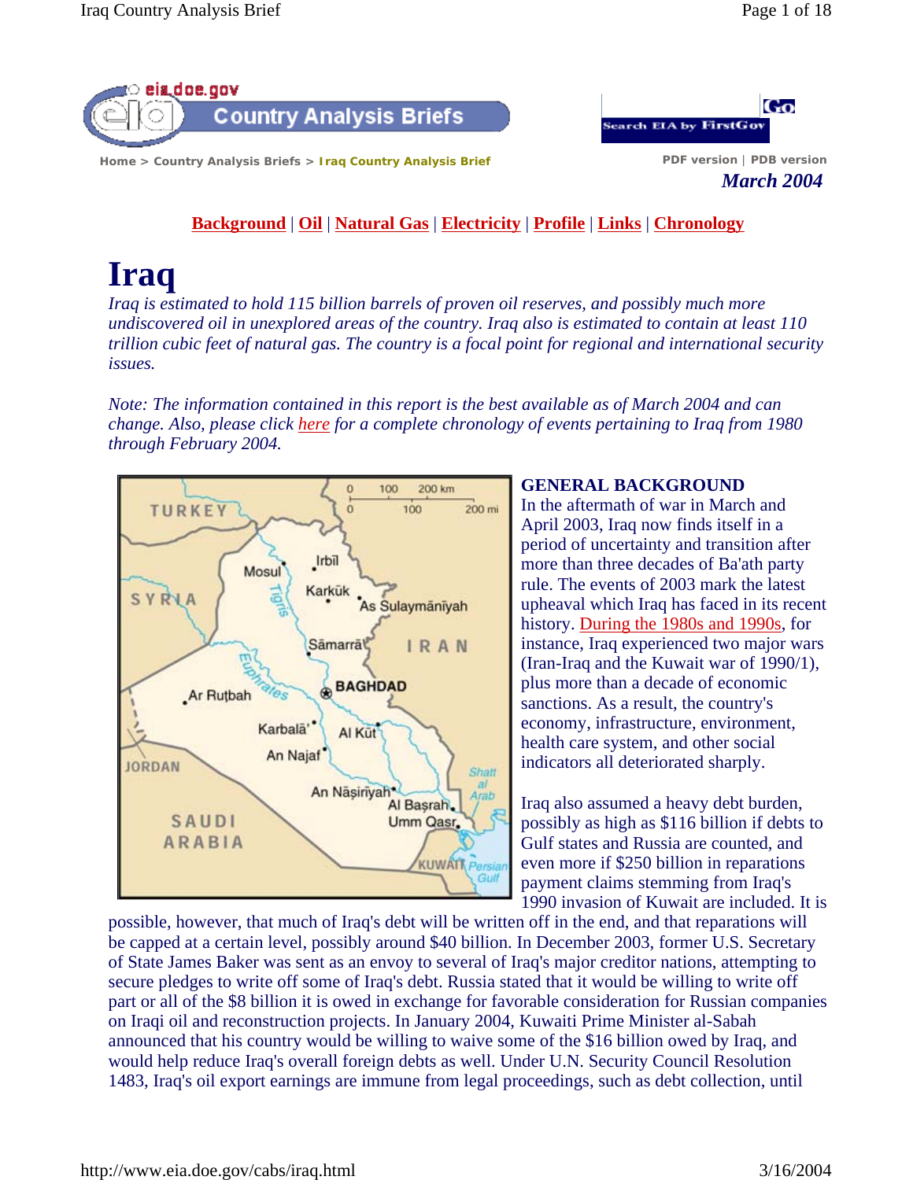Home > Country Analysis Briefs > Iraq Country Analysis Brief

PDF version | PDB version

*March 2004*

Background | Oil | Natural Gas | Electricity | Profile | Links | Chronology

# Iraq

*Iraq is estimated to hold 115 billion barrels of proven oil reserves, and possibly much more undiscovered oil in unexplored areas of the country. Iraq also is estimated to contain at least 110 trillion cubic feet of natural gas. The country is a focal point for regional and international security issues.*

*Note: The information contained in this report is the best available as of March 2004 and can change. Also, please click here for a complete chronology of events pertaining to Iraq from 1980 through February 2004.*

## GENERAL BACKGROUND

In the aftermath of war in March and April 2003, Iraq now finds itself in a period of uncertainty and transition after more than three decades of Ba'ath party rule. The events of 2003 mark the latest upheaval which Iraq has faced in its recent history. During the 1980s and 1990s, for instance, Iraq experienced two major wars (Iran-Iraq and the Kuwait war of 1990/1), plus more than a decade of economic sanctions. As a result, the country's economy, infrastructure, environment, health care system, and other social indicators all deteriorated sharply.

Iraq also assumed a heavy debt burden, possibly as high as $116 billion if debts to Gulf states and Russia are counted, and even more if $250 billion in reparations payment claims stemming from Iraq's 1990 invasion of Kuwait are included. It is possible, however, that much of Iraq's debt will be written off in the end, and that reparations will be capped at a certain level, possibly around $40 billion. In December 2003, former U.S. Secretary of State James Baker was sent as an envoy to several of Iraq's major creditor nations, attempting to secure pledges to write off some of Iraq's debt. Russia stated that it would be willing to write off part or all of the $8 billion it is owed in exchange for favorable consideration for Russian companies on Iraqi oil and reconstruction projects. In January 2004, Kuwaiti Prime Minister al-Sabah announced that his country would be willing to waive some of the $16 billion owed by Iraq, and would help reduce Iraq's overall foreign debts as well. Under U.N. Security Council Resolution 1483, Iraq's oil export earnings are immune from legal proceedings, such as debt collection, until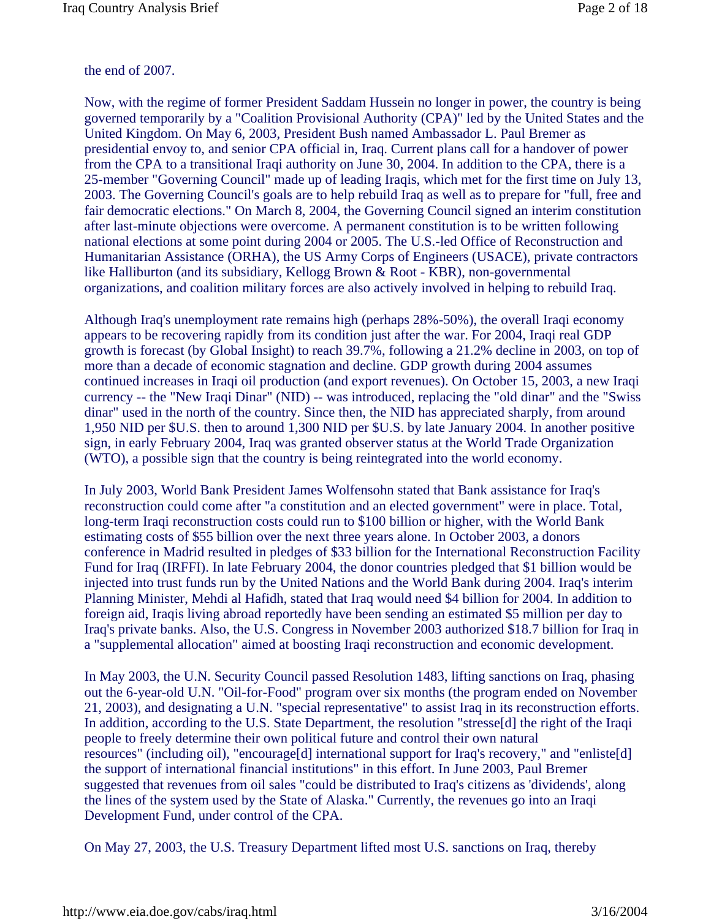the end of 2007.

Now, with the regime of former President Saddam Hussein no longer in power, the country is being governed temporarily by a "Coalition Provisional Authority (CPA)" led by the United States and the United Kingdom. On May 6, 2003, President Bush named Ambassador L. Paul Bremer as presidential envoy to, and senior CPA official in, Iraq. Current plans call for a handover of power from the CPA to a transitional Iraqi authority on June 30, 2004. In addition to the CPA, there is a 25-member "Governing Council" made up of leading Iraqis, which met for the first time on July 13, 2003. The Governing Council's goals are to help rebuild Iraq as well as to prepare for "full, free and fair democratic elections." On March 8, 2004, the Governing Council signed an interim constitution after last-minute objections were overcome. A permanent constitution is to be written following national elections at some point during 2004 or 2005. The U.S.-led Office of Reconstruction and Humanitarian Assistance (ORHA), the US Army Corps of Engineers (USACE), private contractors like Halliburton (and its subsidiary, Kellogg Brown & Root - KBR), non-governmental organizations, and coalition military forces are also actively involved in helping to rebuild Iraq.

Although Iraq's unemployment rate remains high (perhaps 28%-50%), the overall Iraqi economy appears to be recovering rapidly from its condition just after the war. For 2004, Iraqi real GDP growth is forecast (by Global Insight) to reach 39.7%, following a 21.2% decline in 2003, on top of more than a decade of economic stagnation and decline. GDP growth during 2004 assumes continued increases in Iraqi oil production (and export revenues). On October 15, 2003, a new Iraqi currency -- the "New Iraqi Dinar" (NID) -- was introduced, replacing the "old dinar" and the "Swiss dinar" used in the north of the country. Since then, the NID has appreciated sharply, from around 1,950 NID per $U.S. then to around 1,300 NID per $U.S. by late January 2004. In another positive sign, in early February 2004, Iraq was granted observer status at the World Trade Organization (WTO), a possible sign that the country is being reintegrated into the world economy.

In July 2003, World Bank President James Wolfensohn stated that Bank assistance for Iraq's reconstruction could come after "a constitution and an elected government" were in place. Total, long-term Iraqi reconstruction costs could run to $100 billion or higher, with the World Bank estimating costs of $55 billion over the next three years alone. In October 2003, a donors conference in Madrid resulted in pledges of $33 billion for the International Reconstruction Facility Fund for Iraq (IRFFI). In late February 2004, the donor countries pledged that $1 billion would be injected into trust funds run by the United Nations and the World Bank during 2004. Iraq's interim Planning Minister, Mehdi al Hafidh, stated that Iraq would need $4 billion for 2004. In addition to foreign aid, Iraqis living abroad reportedly have been sending an estimated $5 million per day to Iraq's private banks. Also, the U.S. Congress in November 2003 authorized $18.7 billion for Iraq in a "supplemental allocation" aimed at boosting Iraqi reconstruction and economic development.

In May 2003, the U.N. Security Council passed Resolution 1483, lifting sanctions on Iraq, phasing out the 6-year-old U.N. "Oil-for-Food" program over six months (the program ended on November 21, 2003), and designating a U.N. "special representative" to assist Iraq in its reconstruction efforts. In addition, according to the U.S. State Department, the resolution "stresse[d] the right of the Iraqi people to freely determine their own political future and control their own natural resources" (including oil), "encourage[d] international support for Iraq's recovery," and "enliste[d] the support of international financial institutions" in this effort. In June 2003, Paul Bremer suggested that revenues from oil sales "could be distributed to Iraq's citizens as 'dividends', along the lines of the system used by the State of Alaska." Currently, the revenues go into an Iraqi Development Fund, under control of the CPA.

On May 27, 2003, the U.S. Treasury Department lifted most U.S. sanctions on Iraq, thereby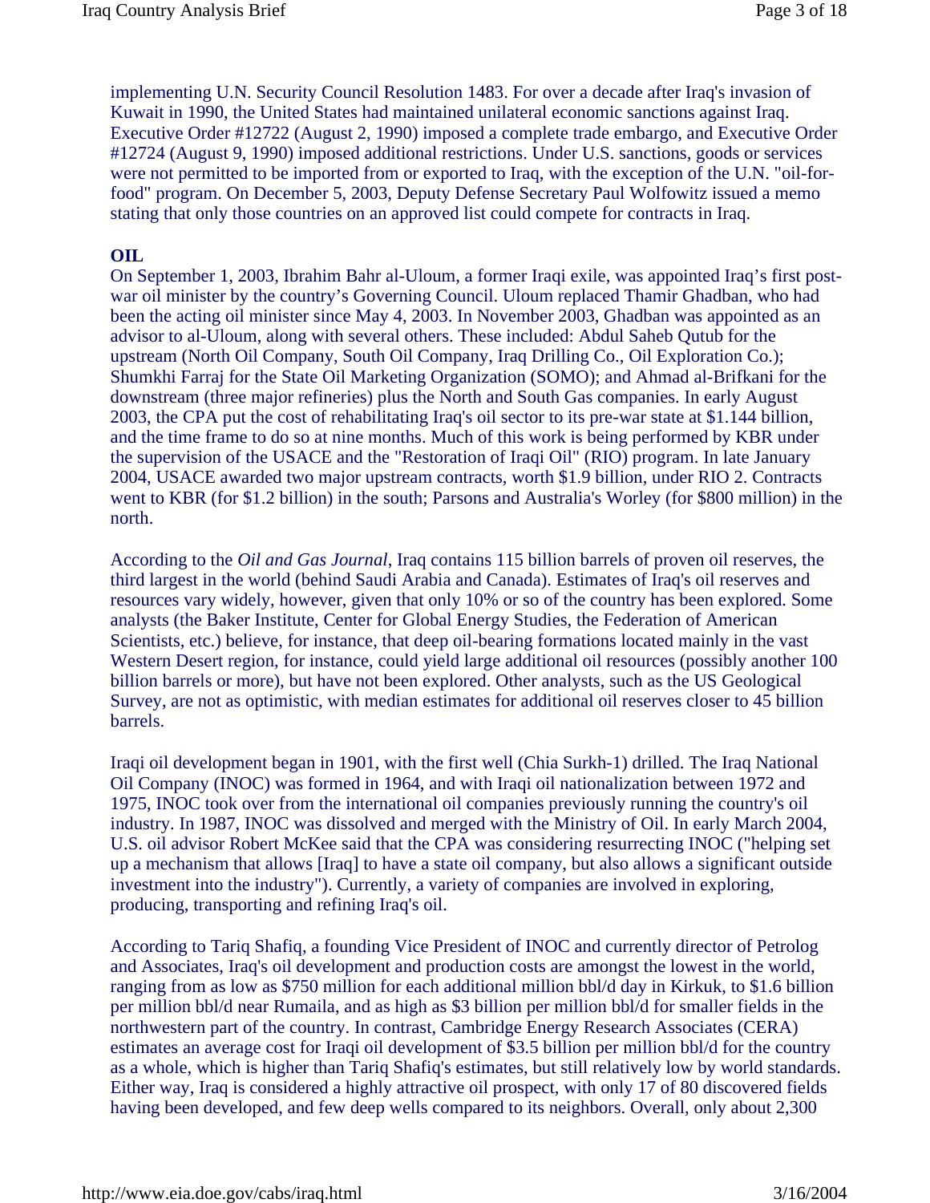implementing U.N. Security Council Resolution 1483. For over a decade after Iraq's invasion of Kuwait in 1990, the United States had maintained unilateral economic sanctions against Iraq. Executive Order #12722 (August 2, 1990) imposed a complete trade embargo, and Executive Order #12724 (August 9, 1990) imposed additional restrictions. Under U.S. sanctions, goods or services were not permitted to be imported from or exported to Iraq, with the exception of the U.N. "oil-for-food" program. On December 5, 2003, Deputy Defense Secretary Paul Wolfowitz issued a memo stating that only those countries on an approved list could compete for contracts in Iraq.

**OIL**

On September 1, 2003, Ibrahim Bahr al-Uloum, a former Iraqi exile, was appointed Iraq's first post-war oil minister by the country's Governing Council. Uloum replaced Thamir Ghadban, who had been the acting oil minister since May 4, 2003. In November 2003, Ghadban was appointed as an advisor to al-Uloum, along with several others. These included: Abdul Saheb Qutub for the upstream (North Oil Company, South Oil Company, Iraq Drilling Co., Oil Exploration Co.); Shumkhi Farraj for the State Oil Marketing Organization (SOMO); and Ahmad al-Brifkani for the downstream (three major refineries) plus the North and South Gas companies. In early August 2003, the CPA put the cost of rehabilitating Iraq's oil sector to its pre-war state at $1.144 billion, and the time frame to do so at nine months. Much of this work is being performed by KBR under the supervision of the USACE and the "Restoration of Iraqi Oil" (RIO) program. In late January 2004, USACE awarded two major upstream contracts, worth $1.9 billion, under RIO 2. Contracts went to KBR (for $1.2 billion) in the south; Parsons and Australia's Worley (for $800 million) in the north.

According to the *Oil and Gas Journal*, Iraq contains 115 billion barrels of proven oil reserves, the third largest in the world (behind Saudi Arabia and Canada). Estimates of Iraq's oil reserves and resources vary widely, however, given that only 10% or so of the country has been explored. Some analysts (the Baker Institute, Center for Global Energy Studies, the Federation of American Scientists, etc.) believe, for instance, that deep oil-bearing formations located mainly in the vast Western Desert region, for instance, could yield large additional oil resources (possibly another 100 billion barrels or more), but have not been explored. Other analysts, such as the US Geological Survey, are not as optimistic, with median estimates for additional oil reserves closer to 45 billion barrels.

Iraqi oil development began in 1901, with the first well (Chia Surkh-1) drilled. The Iraq National Oil Company (INOC) was formed in 1964, and with Iraqi oil nationalization between 1972 and 1975, INOC took over from the international oil companies previously running the country's oil industry. In 1987, INOC was dissolved and merged with the Ministry of Oil. In early March 2004, U.S. oil advisor Robert McKee said that the CPA was considering resurrecting INOC ("helping set up a mechanism that allows [Iraq] to have a state oil company, but also allows a significant outside investment into the industry"). Currently, a variety of companies are involved in exploring, producing, transporting and refining Iraq's oil.

According to Tariq Shafiq, a founding Vice President of INOC and currently director of Petrolog and Associates, Iraq's oil development and production costs are amongst the lowest in the world, ranging from as low as $750 million for each additional million bbl/d day in Kirkuk, to $1.6 billion per million bbl/d near Rumaila, and as high as $3 billion per million bbl/d for smaller fields in the northwestern part of the country. In contrast, Cambridge Energy Research Associates (CERA) estimates an average cost for Iraqi oil development of $3.5 billion per million bbl/d for the country as a whole, which is higher than Tariq Shafiq's estimates, but still relatively low by world standards. Either way, Iraq is considered a highly attractive oil prospect, with only 17 of 80 discovered fields having been developed, and few deep wells compared to its neighbors. Overall, only about 2,300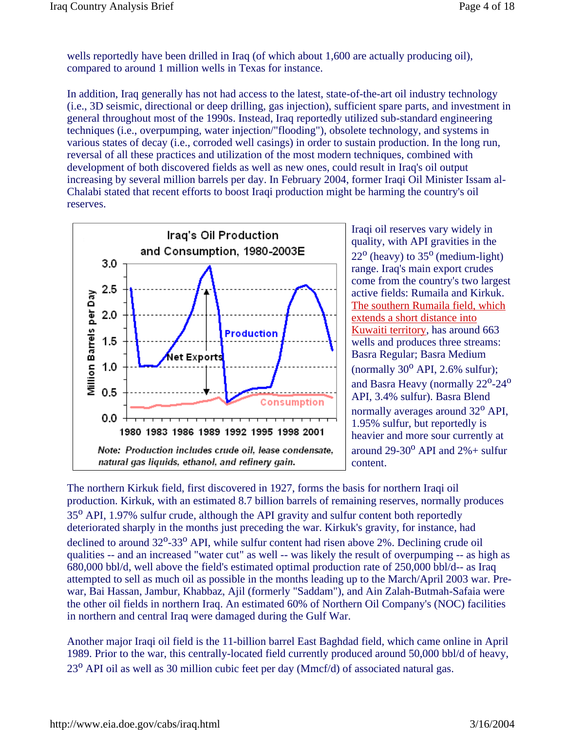wells reportedly have been drilled in Iraq (of which about 1,600 are actually producing oil), compared to around 1 million wells in Texas for instance.

In addition, Iraq generally has not had access to the latest, state-of-the-art oil industry technology (i.e., 3D seismic, directional or deep drilling, gas injection), sufficient spare parts, and investment in general throughout most of the 1990s. Instead, Iraq reportedly utilized sub-standard engineering techniques (i.e., overpumping, water injection/"flooding"), obsolete technology, and systems in various states of decay (i.e., corroded well casings) in order to sustain production. In the long run, reversal of all these practices and utilization of the most modern techniques, combined with development of both discovered fields as well as new ones, could result in Iraq's oil output increasing by several million barrels per day. In February 2004, former Iraqi Oil Minister Issam al-Chalabi stated that recent efforts to boost Iraqi production might be harming the country's oil reserves.

**Iraq's Oil Production and Consumption, 1980-2003E**

*Note: Production includes crude oil, lease condensate, natural gas liquids, ethanol, and refinery gain.*

Iraqi oil reserves vary widely in quality, with API gravities in the $22^{o}$ (heavy) to $35^{o}$ (medium-light) range. Iraq's main export crudes come from the country's two largest active fields: Rumaila and Kirkuk. The southern Rumaila field, which extends a short distance into Kuwaiti territory, has around 663 wells and produces three streams: Basra Regular; Basra Medium (normally $30^{o}$ API, 2.6% sulfur); and Basra Heavy (normally $22^{o}$-$24^{o}$ API, 3.4% sulfur). Basra Blend normally averages around $32^{o}$ API, 1.95% sulfur, but reportedly is heavier and more sour currently at around 29-$30^{o}$ API and 2%+ sulfur content.

The northern Kirkuk field, first discovered in 1927, forms the basis for northern Iraqi oil production. Kirkuk, with an estimated 8.7 billion barrels of remaining reserves, normally produces $35^{o}$ API, 1.97% sulfur crude, although the API gravity and sulfur content both reportedly deteriorated sharply in the months just preceding the war. Kirkuk's gravity, for instance, had declined to around $32^{o}$-$33^{o}$ API, while sulfur content had risen above 2%. Declining crude oil qualities -- and an increased "water cut" as well -- was likely the result of overpumping -- as high as 680,000 bbl/d, well above the field's estimated optimal production rate of 250,000 bbl/d-- as Iraq attempted to sell as much oil as possible in the months leading up to the March/April 2003 war. Pre-war, Bai Hassan, Jambur, Khabbaz, Ajil (formerly "Saddam"), and Ain Zalah-Butmah-Safaia were the other oil fields in northern Iraq. An estimated 60% of Northern Oil Company's (NOC) facilities in northern and central Iraq were damaged during the Gulf War.

Another major Iraqi oil field is the 11-billion barrel East Baghdad field, which came online in April 1989. Prior to the war, this centrally-located field currently produced around 50,000 bbl/d of heavy, $23^{o}$ API oil as well as 30 million cubic feet per day (Mmcf/d) of associated natural gas.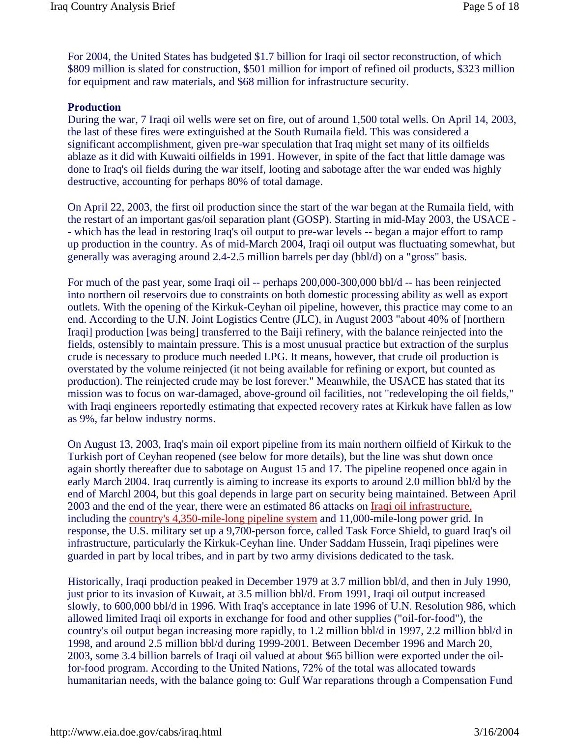For 2004, the United States has budgeted $1.7 billion for Iraqi oil sector reconstruction, of which $809 million is slated for construction, $501 million for import of refined oil products, $323 million for equipment and raw materials, and $68 million for infrastructure security.

**Production**

During the war, 7 Iraqi oil wells were set on fire, out of around 1,500 total wells. On April 14, 2003, the last of these fires were extinguished at the South Rumaila field. This was considered a significant accomplishment, given pre-war speculation that Iraq might set many of its oilfields ablaze as it did with Kuwaiti oilfields in 1991. However, in spite of the fact that little damage was done to Iraq's oil fields during the war itself, looting and sabotage after the war ended was highly destructive, accounting for perhaps 80% of total damage.

On April 22, 2003, the first oil production since the start of the war began at the Rumaila field, with the restart of an important gas/oil separation plant (GOSP). Starting in mid-May 2003, the USACE -- which has the lead in restoring Iraq's oil output to pre-war levels -- began a major effort to ramp up production in the country. As of mid-March 2004, Iraqi oil output was fluctuating somewhat, but generally was averaging around 2.4-2.5 million barrels per day (bbl/d) on a "gross" basis.

For much of the past year, some Iraqi oil -- perhaps 200,000-300,000 bbl/d -- has been reinjected into northern oil reservoirs due to constraints on both domestic processing ability as well as export outlets. With the opening of the Kirkuk-Ceyhan oil pipeline, however, this practice may come to an end. According to the U.N. Joint Logistics Centre (JLC), in August 2003 "about 40% of [northern Iraqi] production [was being] transferred to the Baiji refinery, with the balance reinjected into the fields, ostensibly to maintain pressure. This is a most unusual practice but extraction of the surplus crude is necessary to produce much needed LPG. It means, however, that crude oil production is overstated by the volume reinjected (it not being available for refining or export, but counted as production). The reinjected crude may be lost forever." Meanwhile, the USACE has stated that its mission was to focus on war-damaged, above-ground oil facilities, not "redeveloping the oil fields," with Iraqi engineers reportedly estimating that expected recovery rates at Kirkuk have fallen as low as 9%, far below industry norms.

On August 13, 2003, Iraq's main oil export pipeline from its main northern oilfield of Kirkuk to the Turkish port of Ceyhan reopened (see below for more details), but the line was shut down once again shortly thereafter due to sabotage on August 15 and 17. The pipeline reopened once again in early March 2004. Iraq currently is aiming to increase its exports to around 2.0 million bbl/d by the end of Marchl 2004, but this goal depends in large part on security being maintained. Between April 2003 and the end of the year, there were an estimated 86 attacks on Iraqi oil infrastructure, including the country's 4,350-mile-long pipeline system and 11,000-mile-long power grid. In response, the U.S. military set up a 9,700-person force, called Task Force Shield, to guard Iraq's oil infrastructure, particularly the Kirkuk-Ceyhan line. Under Saddam Hussein, Iraqi pipelines were guarded in part by local tribes, and in part by two army divisions dedicated to the task.

Historically, Iraqi production peaked in December 1979 at 3.7 million bbl/d, and then in July 1990, just prior to its invasion of Kuwait, at 3.5 million bbl/d. From 1991, Iraqi oil output increased slowly, to 600,000 bbl/d in 1996. With Iraq's acceptance in late 1996 of U.N. Resolution 986, which allowed limited Iraqi oil exports in exchange for food and other supplies ("oil-for-food"), the country's oil output began increasing more rapidly, to 1.2 million bbl/d in 1997, 2.2 million bbl/d in 1998, and around 2.5 million bbl/d during 1999-2001. Between December 1996 and March 20, 2003, some 3.4 billion barrels of Iraqi oil valued at about $65 billion were exported under the oil-for-food program. According to the United Nations, 72% of the total was allocated towards humanitarian needs, with the balance going to: Gulf War reparations through a Compensation Fund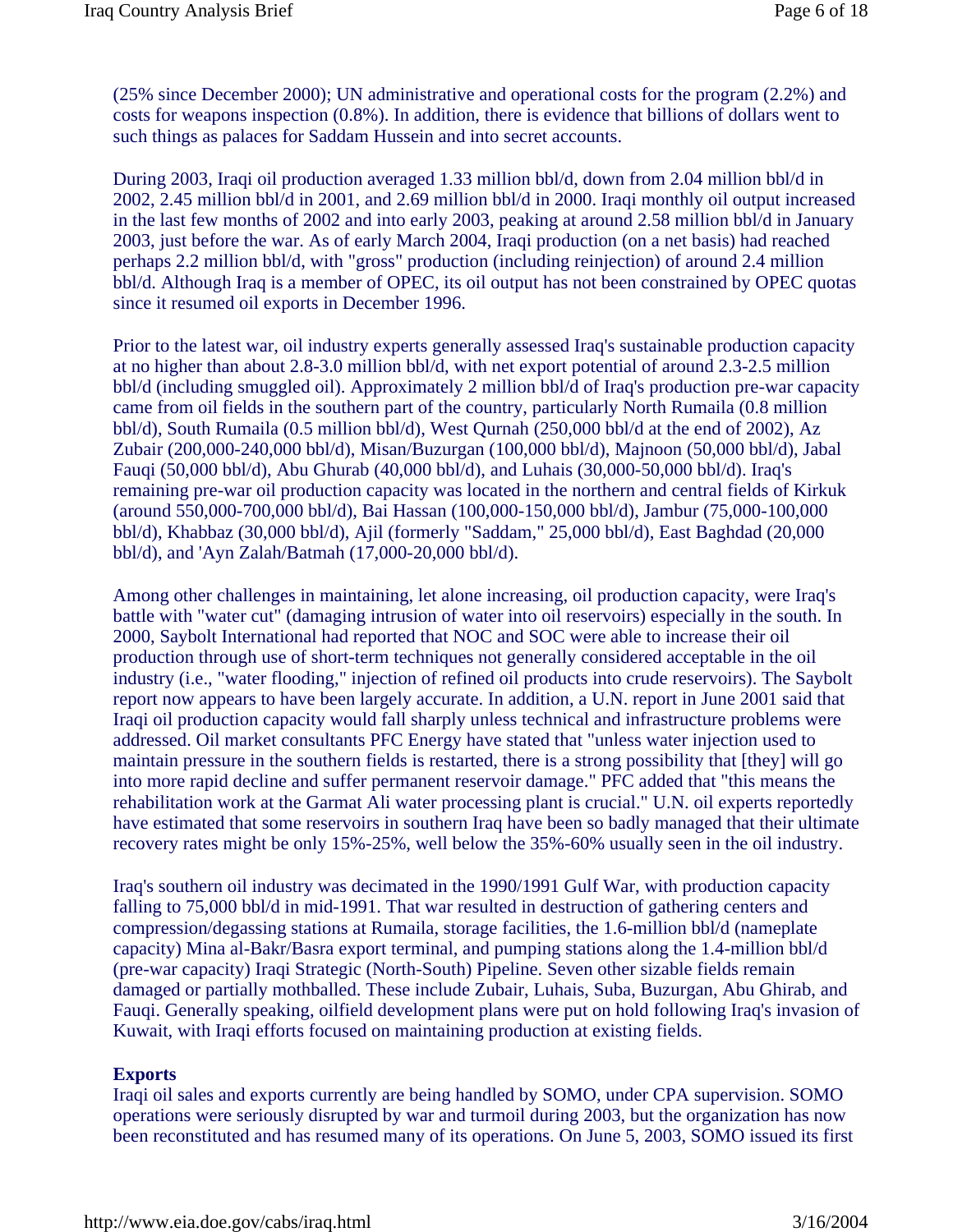(25% since December 2000); UN administrative and operational costs for the program (2.2%) and costs for weapons inspection (0.8%). In addition, there is evidence that billions of dollars went to such things as palaces for Saddam Hussein and into secret accounts.

During 2003, Iraqi oil production averaged 1.33 million bbl/d, down from 2.04 million bbl/d in 2002, 2.45 million bbl/d in 2001, and 2.69 million bbl/d in 2000. Iraqi monthly oil output increased in the last few months of 2002 and into early 2003, peaking at around 2.58 million bbl/d in January 2003, just before the war. As of early March 2004, Iraqi production (on a net basis) had reached perhaps 2.2 million bbl/d, with "gross" production (including reinjection) of around 2.4 million bbl/d. Although Iraq is a member of OPEC, its oil output has not been constrained by OPEC quotas since it resumed oil exports in December 1996.

Prior to the latest war, oil industry experts generally assessed Iraq's sustainable production capacity at no higher than about 2.8-3.0 million bbl/d, with net export potential of around 2.3-2.5 million bbl/d (including smuggled oil). Approximately 2 million bbl/d of Iraq's production pre-war capacity came from oil fields in the southern part of the country, particularly North Rumaila (0.8 million bbl/d), South Rumaila (0.5 million bbl/d), West Qurnah (250,000 bbl/d at the end of 2002), Az Zubair (200,000-240,000 bbl/d), Misan/Buzurgan (100,000 bbl/d), Majnoon (50,000 bbl/d), Jabal Fauqi (50,000 bbl/d), Abu Ghurab (40,000 bbl/d), and Luhais (30,000-50,000 bbl/d). Iraq's remaining pre-war oil production capacity was located in the northern and central fields of Kirkuk (around 550,000-700,000 bbl/d), Bai Hassan (100,000-150,000 bbl/d), Jambur (75,000-100,000 bbl/d), Khabbaz (30,000 bbl/d), Ajil (formerly "Saddam," 25,000 bbl/d), East Baghdad (20,000 bbl/d), and 'Ayn Zalah/Batmah (17,000-20,000 bbl/d).

Among other challenges in maintaining, let alone increasing, oil production capacity, were Iraq's battle with "water cut" (damaging intrusion of water into oil reservoirs) especially in the south. In 2000, Saybolt International had reported that NOC and SOC were able to increase their oil production through use of short-term techniques not generally considered acceptable in the oil industry (i.e., "water flooding," injection of refined oil products into crude reservoirs). The Saybolt report now appears to have been largely accurate. In addition, a U.N. report in June 2001 said that Iraqi oil production capacity would fall sharply unless technical and infrastructure problems were addressed. Oil market consultants PFC Energy have stated that "unless water injection used to maintain pressure in the southern fields is restarted, there is a strong possibility that [they] will go into more rapid decline and suffer permanent reservoir damage." PFC added that "this means the rehabilitation work at the Garmat Ali water processing plant is crucial." U.N. oil experts reportedly have estimated that some reservoirs in southern Iraq have been so badly managed that their ultimate recovery rates might be only 15%-25%, well below the 35%-60% usually seen in the oil industry.

Iraq's southern oil industry was decimated in the 1990/1991 Gulf War, with production capacity falling to 75,000 bbl/d in mid-1991. That war resulted in destruction of gathering centers and compression/degassing stations at Rumaila, storage facilities, the 1.6-million bbl/d (nameplate capacity) Mina al-Bakr/Basra export terminal, and pumping stations along the 1.4-million bbl/d (pre-war capacity) Iraqi Strategic (North-South) Pipeline. Seven other sizable fields remain damaged or partially mothballed. These include Zubair, Luhais, Suba, Buzurgan, Abu Ghirab, and Fauqi. Generally speaking, oilfield development plans were put on hold following Iraq's invasion of Kuwait, with Iraqi efforts focused on maintaining production at existing fields.

**Exports**

Iraqi oil sales and exports currently are being handled by SOMO, under CPA supervision. SOMO operations were seriously disrupted by war and turmoil during 2003, but the organization has now been reconstituted and has resumed many of its operations. On June 5, 2003, SOMO issued its first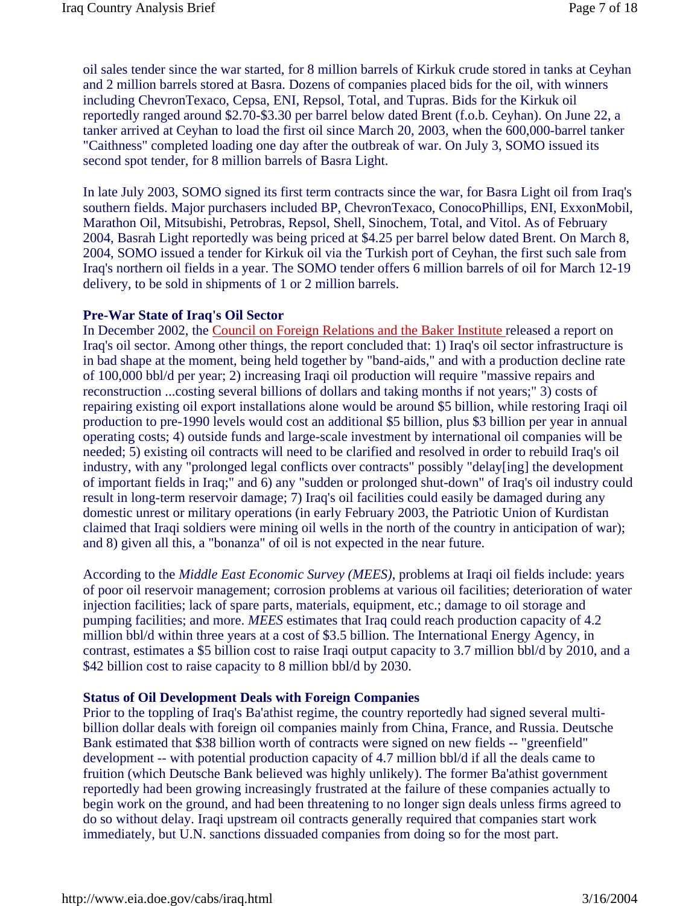oil sales tender since the war started, for 8 million barrels of Kirkuk crude stored in tanks at Ceyhan and 2 million barrels stored at Basra. Dozens of companies placed bids for the oil, with winners including ChevronTexaco, Cepsa, ENI, Repsol, Total, and Tupras. Bids for the Kirkuk oil reportedly ranged around $2.70-$3.30 per barrel below dated Brent (f.o.b. Ceyhan). On June 22, a tanker arrived at Ceyhan to load the first oil since March 20, 2003, when the 600,000-barrel tanker "Caithness" completed loading one day after the outbreak of war. On July 3, SOMO issued its second spot tender, for 8 million barrels of Basra Light.

In late July 2003, SOMO signed its first term contracts since the war, for Basra Light oil from Iraq's southern fields. Major purchasers included BP, ChevronTexaco, ConocoPhillips, ENI, ExxonMobil, Marathon Oil, Mitsubishi, Petrobras, Repsol, Shell, Sinochem, Total, and Vitol. As of February 2004, Basrah Light reportedly was being priced at $4.25 per barrel below dated Brent. On March 8, 2004, SOMO issued a tender for Kirkuk oil via the Turkish port of Ceyhan, the first such sale from Iraq's northern oil fields in a year. The SOMO tender offers 6 million barrels of oil for March 12-19 delivery, to be sold in shipments of 1 or 2 million barrels.

**Pre-War State of Iraq's Oil Sector**

In December 2002, the Council on Foreign Relations and the Baker Institute released a report on Iraq's oil sector. Among other things, the report concluded that: 1) Iraq's oil sector infrastructure is in bad shape at the moment, being held together by "band-aids," and with a production decline rate of 100,000 bbl/d per year; 2) increasing Iraqi oil production will require "massive repairs and reconstruction ...costing several billions of dollars and taking months if not years;" 3) costs of repairing existing oil export installations alone would be around $5 billion, while restoring Iraqi oil production to pre-1990 levels would cost an additional $5 billion, plus $3 billion per year in annual operating costs; 4) outside funds and large-scale investment by international oil companies will be needed; 5) existing oil contracts will need to be clarified and resolved in order to rebuild Iraq's oil industry, with any "prolonged legal conflicts over contracts" possibly "delay[ing] the development of important fields in Iraq;" and 6) any "sudden or prolonged shut-down" of Iraq's oil industry could result in long-term reservoir damage; 7) Iraq's oil facilities could easily be damaged during any domestic unrest or military operations (in early February 2003, the Patriotic Union of Kurdistan claimed that Iraqi soldiers were mining oil wells in the north of the country in anticipation of war); and 8) given all this, a "bonanza" of oil is not expected in the near future.

According to the *Middle East Economic Survey (MEES)*, problems at Iraqi oil fields include: years of poor oil reservoir management; corrosion problems at various oil facilities; deterioration of water injection facilities; lack of spare parts, materials, equipment, etc.; damage to oil storage and pumping facilities; and more. *MEES* estimates that Iraq could reach production capacity of 4.2 million bbl/d within three years at a cost of $3.5 billion. The International Energy Agency, in contrast, estimates a $5 billion cost to raise Iraqi output capacity to 3.7 million bbl/d by 2010, and a $42 billion cost to raise capacity to 8 million bbl/d by 2030.

**Status of Oil Development Deals with Foreign Companies**

Prior to the toppling of Iraq's Ba'athist regime, the country reportedly had signed several multi-billion dollar deals with foreign oil companies mainly from China, France, and Russia. Deutsche Bank estimated that $38 billion worth of contracts were signed on new fields -- "greenfield" development -- with potential production capacity of 4.7 million bbl/d if all the deals came to fruition (which Deutsche Bank believed was highly unlikely). The former Ba'athist government reportedly had been growing increasingly frustrated at the failure of these companies actually to begin work on the ground, and had been threatening to no longer sign deals unless firms agreed to do so without delay. Iraqi upstream oil contracts generally required that companies start work immediately, but U.N. sanctions dissuaded companies from doing so for the most part.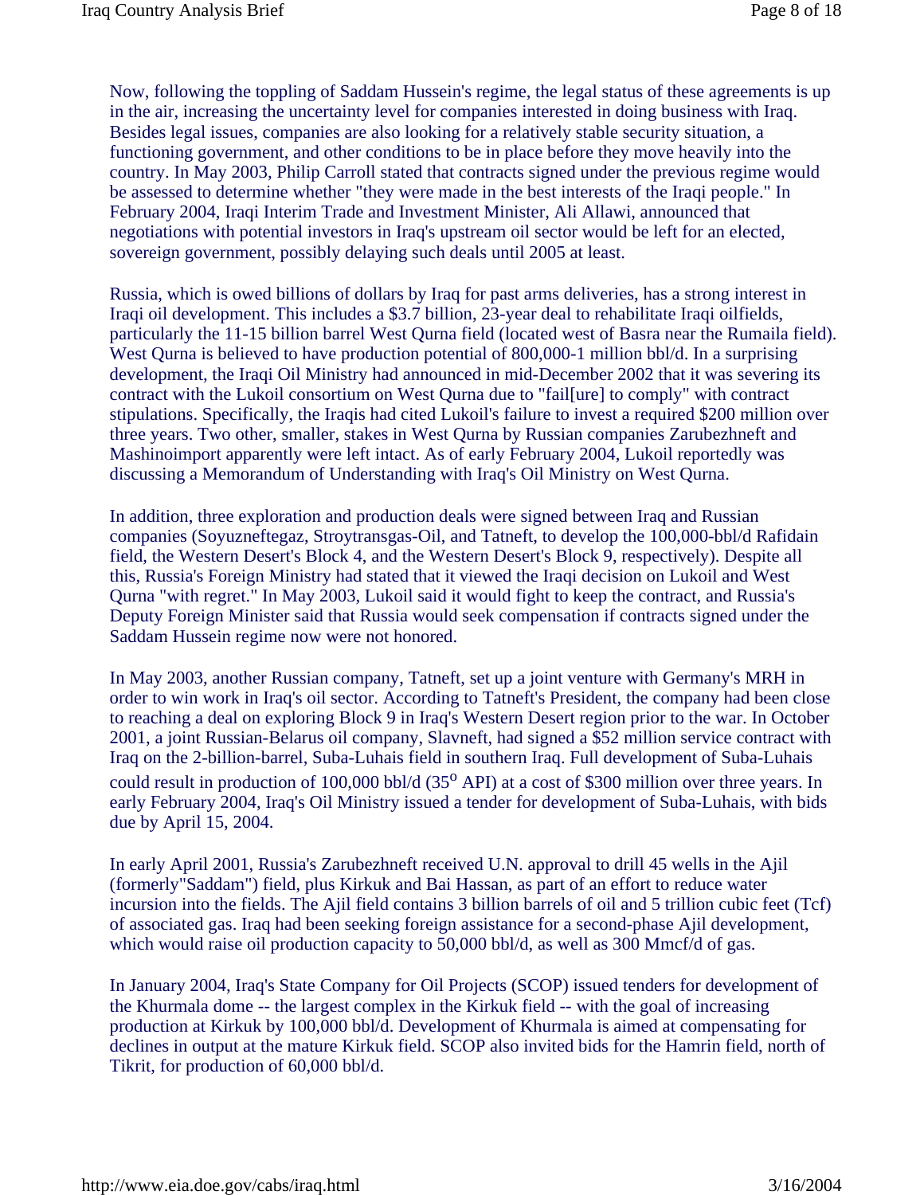Now, following the toppling of Saddam Hussein's regime, the legal status of these agreements is up in the air, increasing the uncertainty level for companies interested in doing business with Iraq. Besides legal issues, companies are also looking for a relatively stable security situation, a functioning government, and other conditions to be in place before they move heavily into the country. In May 2003, Philip Carroll stated that contracts signed under the previous regime would be assessed to determine whether "they were made in the best interests of the Iraqi people." In February 2004, Iraqi Interim Trade and Investment Minister, Ali Allawi, announced that negotiations with potential investors in Iraq's upstream oil sector would be left for an elected, sovereign government, possibly delaying such deals until 2005 at least.

Russia, which is owed billions of dollars by Iraq for past arms deliveries, has a strong interest in Iraqi oil development. This includes a $3.7 billion, 23-year deal to rehabilitate Iraqi oilfields, particularly the 11-15 billion barrel West Qurna field (located west of Basra near the Rumaila field). West Qurna is believed to have production potential of 800,000-1 million bbl/d. In a surprising development, the Iraqi Oil Ministry had announced in mid-December 2002 that it was severing its contract with the Lukoil consortium on West Qurna due to "fail[ure] to comply" with contract stipulations. Specifically, the Iraqis had cited Lukoil's failure to invest a required $200 million over three years. Two other, smaller, stakes in West Qurna by Russian companies Zarubezhneft and Mashinoimport apparently were left intact. As of early February 2004, Lukoil reportedly was discussing a Memorandum of Understanding with Iraq's Oil Ministry on West Qurna.

In addition, three exploration and production deals were signed between Iraq and Russian companies (Soyuzneftegaz, Stroytransgas-Oil, and Tatneft, to develop the 100,000-bbl/d Rafidain field, the Western Desert's Block 4, and the Western Desert's Block 9, respectively). Despite all this, Russia's Foreign Ministry had stated that it viewed the Iraqi decision on Lukoil and West Qurna "with regret." In May 2003, Lukoil said it would fight to keep the contract, and Russia's Deputy Foreign Minister said that Russia would seek compensation if contracts signed under the Saddam Hussein regime now were not honored.

In May 2003, another Russian company, Tatneft, set up a joint venture with Germany's MRH in order to win work in Iraq's oil sector. According to Tatneft's President, the company had been close to reaching a deal on exploring Block 9 in Iraq's Western Desert region prior to the war. In October 2001, a joint Russian-Belarus oil company, Slavneft, had signed a $52 million service contract with Iraq on the 2-billion-barrel, Suba-Luhais field in southern Iraq. Full development of Suba-Luhais could result in production of 100,000 bbl/d (35$^{o}$ API) at a cost of $300 million over three years. In early February 2004, Iraq's Oil Ministry issued a tender for development of Suba-Luhais, with bids due by April 15, 2004.

In early April 2001, Russia's Zarubezhneft received U.N. approval to drill 45 wells in the Ajil (formerly"Saddam") field, plus Kirkuk and Bai Hassan, as part of an effort to reduce water incursion into the fields. The Ajil field contains 3 billion barrels of oil and 5 trillion cubic feet (Tcf) of associated gas. Iraq had been seeking foreign assistance for a second-phase Ajil development, which would raise oil production capacity to 50,000 bbl/d, as well as 300 Mmcf/d of gas.

In January 2004, Iraq's State Company for Oil Projects (SCOP) issued tenders for development of the Khurmala dome -- the largest complex in the Kirkuk field -- with the goal of increasing production at Kirkuk by 100,000 bbl/d. Development of Khurmala is aimed at compensating for declines in output at the mature Kirkuk field. SCOP also invited bids for the Hamrin field, north of Tikrit, for production of 60,000 bbl/d.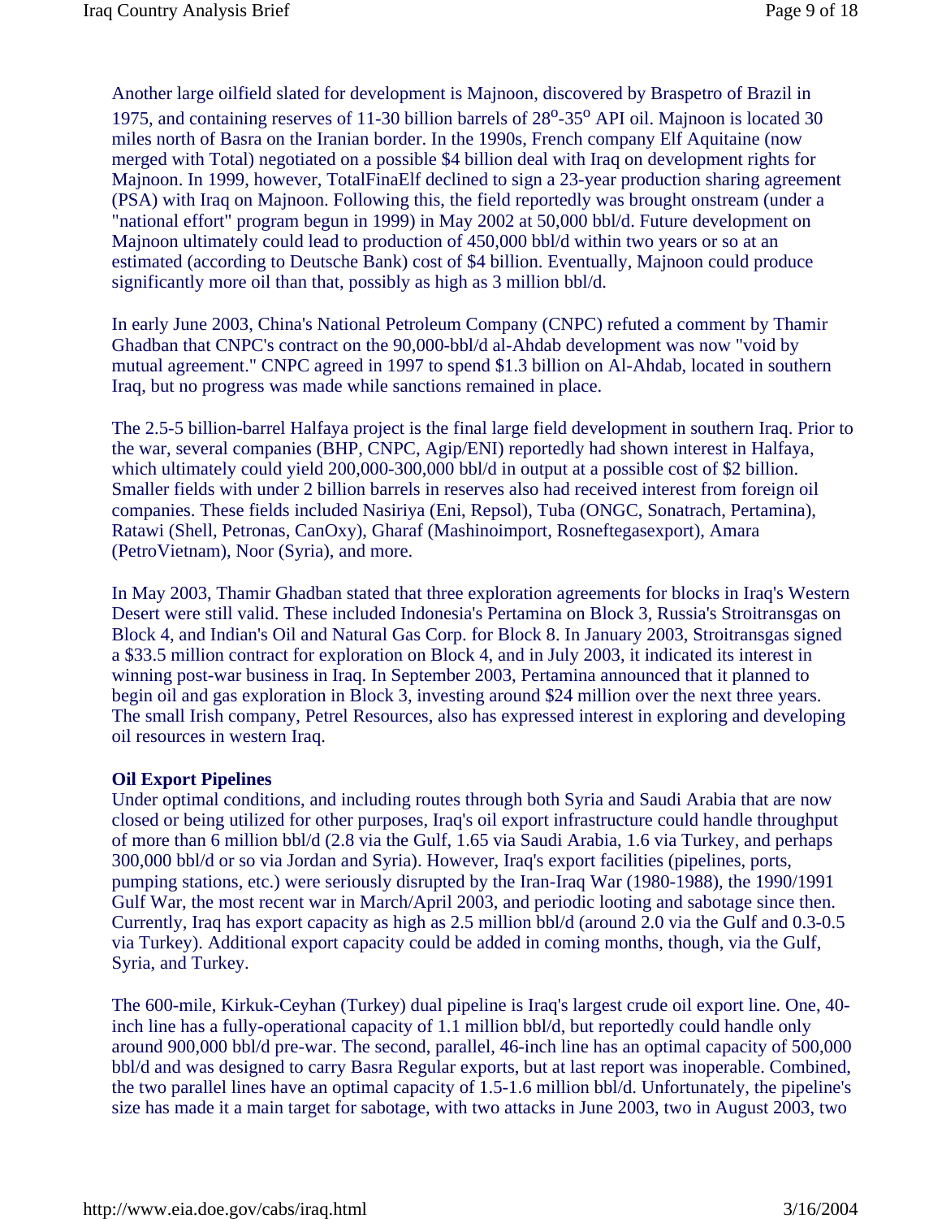Another large oilfield slated for development is Majnoon, discovered by Braspetro of Brazil in 1975, and containing reserves of 11-30 billion barrels of $28^{o}$-$35^{o}$ API oil. Majnoon is located 30 miles north of Basra on the Iranian border. In the 1990s, French company Elf Aquitaine (now merged with Total) negotiated on a possible $4 billion deal with Iraq on development rights for Majnoon. In 1999, however, TotalFinaElf declined to sign a 23-year production sharing agreement (PSA) with Iraq on Majnoon. Following this, the field reportedly was brought onstream (under a "national effort" program begun in 1999) in May 2002 at 50,000 bbl/d. Future development on Majnoon ultimately could lead to production of 450,000 bbl/d within two years or so at an estimated (according to Deutsche Bank) cost of $4 billion. Eventually, Majnoon could produce significantly more oil than that, possibly as high as 3 million bbl/d.

In early June 2003, China's National Petroleum Company (CNPC) refuted a comment by Thamir Ghadban that CNPC's contract on the 90,000-bbl/d al-Ahdab development was now "void by mutual agreement." CNPC agreed in 1997 to spend $1.3 billion on Al-Ahdab, located in southern Iraq, but no progress was made while sanctions remained in place.

The 2.5-5 billion-barrel Halfaya project is the final large field development in southern Iraq. Prior to the war, several companies (BHP, CNPC, Agip/ENI) reportedly had shown interest in Halfaya, which ultimately could yield 200,000-300,000 bbl/d in output at a possible cost of $2 billion. Smaller fields with under 2 billion barrels in reserves also had received interest from foreign oil companies. These fields included Nasiriya (Eni, Repsol), Tuba (ONGC, Sonatrach, Pertamina), Ratawi (Shell, Petronas, CanOxy), Gharaf (Mashinoimport, Rosneftegasexport), Amara (PetroVietnam), Noor (Syria), and more.

In May 2003, Thamir Ghadban stated that three exploration agreements for blocks in Iraq's Western Desert were still valid. These included Indonesia's Pertamina on Block 3, Russia's Stroitransgas on Block 4, and Indian's Oil and Natural Gas Corp. for Block 8. In January 2003, Stroitransgas signed a $33.5 million contract for exploration on Block 4, and in July 2003, it indicated its interest in winning post-war business in Iraq. In September 2003, Pertamina announced that it planned to begin oil and gas exploration in Block 3, investing around $24 million over the next three years. The small Irish company, Petrel Resources, also has expressed interest in exploring and developing oil resources in western Iraq.

**Oil Export Pipelines**

Under optimal conditions, and including routes through both Syria and Saudi Arabia that are now closed or being utilized for other purposes, Iraq's oil export infrastructure could handle throughput of more than 6 million bbl/d (2.8 via the Gulf, 1.65 via Saudi Arabia, 1.6 via Turkey, and perhaps 300,000 bbl/d or so via Jordan and Syria). However, Iraq's export facilities (pipelines, ports, pumping stations, etc.) were seriously disrupted by the Iran-Iraq War (1980-1988), the 1990/1991 Gulf War, the most recent war in March/April 2003, and periodic looting and sabotage since then. Currently, Iraq has export capacity as high as 2.5 million bbl/d (around 2.0 via the Gulf and 0.3-0.5 via Turkey). Additional export capacity could be added in coming months, though, via the Gulf, Syria, and Turkey.

The 600-mile, Kirkuk-Ceyhan (Turkey) dual pipeline is Iraq's largest crude oil export line. One, 40-inch line has a fully-operational capacity of 1.1 million bbl/d, but reportedly could handle only around 900,000 bbl/d pre-war. The second, parallel, 46-inch line has an optimal capacity of 500,000 bbl/d and was designed to carry Basra Regular exports, but at last report was inoperable. Combined, the two parallel lines have an optimal capacity of 1.5-1.6 million bbl/d. Unfortunately, the pipeline's size has made it a main target for sabotage, with two attacks in June 2003, two in August 2003, two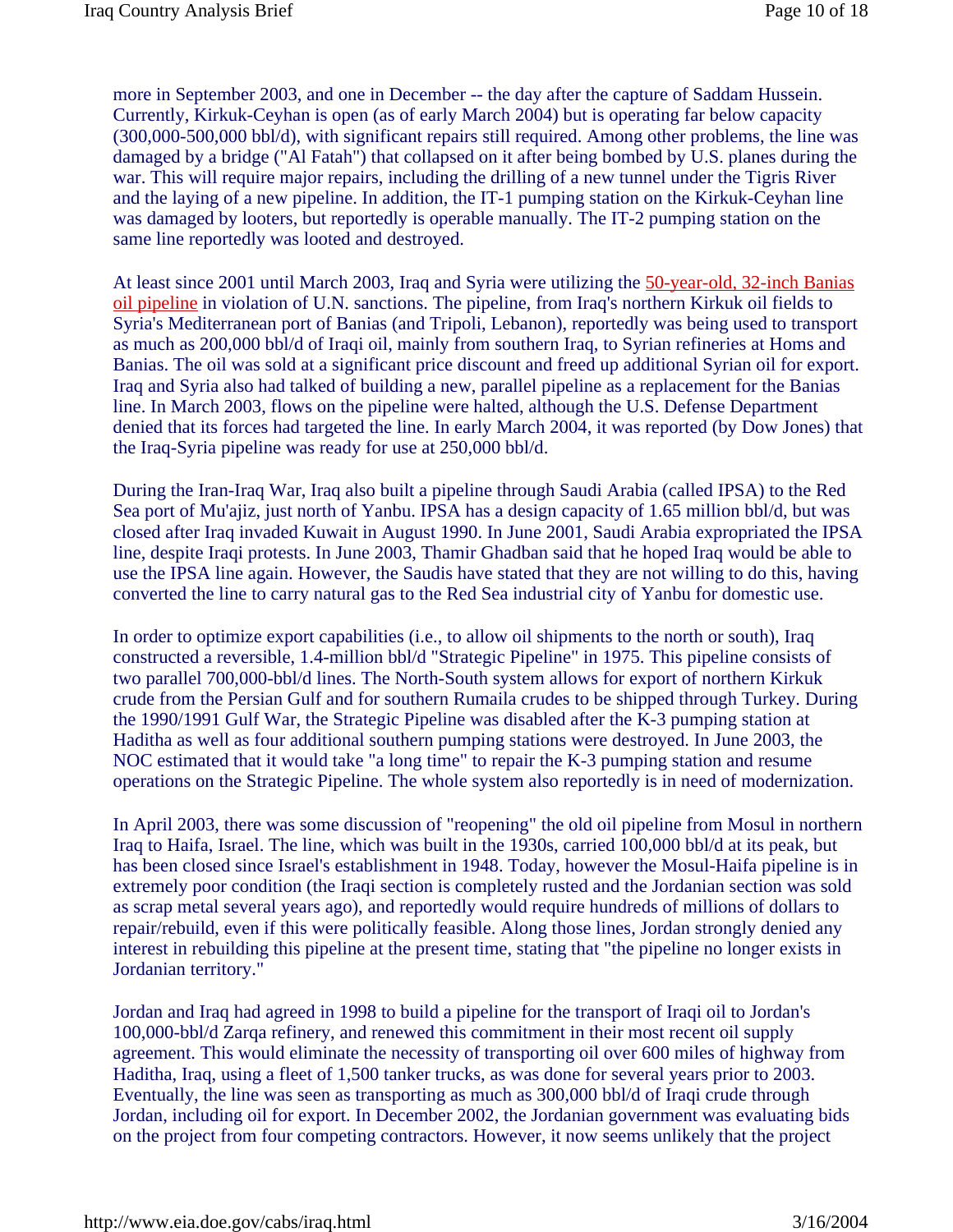more in September 2003, and one in December -- the day after the capture of Saddam Hussein. Currently, Kirkuk-Ceyhan is open (as of early March 2004) but is operating far below capacity (300,000-500,000 bbl/d), with significant repairs still required. Among other problems, the line was damaged by a bridge ("Al Fatah") that collapsed on it after being bombed by U.S. planes during the war. This will require major repairs, including the drilling of a new tunnel under the Tigris River and the laying of a new pipeline. In addition, the IT-1 pumping station on the Kirkuk-Ceyhan line was damaged by looters, but reportedly is operable manually. The IT-2 pumping station on the same line reportedly was looted and destroyed.

At least since 2001 until March 2003, Iraq and Syria were utilizing the 50-year-old, 32-inch Banias oil pipeline in violation of U.N. sanctions. The pipeline, from Iraq's northern Kirkuk oil fields to Syria's Mediterranean port of Banias (and Tripoli, Lebanon), reportedly was being used to transport as much as 200,000 bbl/d of Iraqi oil, mainly from southern Iraq, to Syrian refineries at Homs and Banias. The oil was sold at a significant price discount and freed up additional Syrian oil for export. Iraq and Syria also had talked of building a new, parallel pipeline as a replacement for the Banias line. In March 2003, flows on the pipeline were halted, although the U.S. Defense Department denied that its forces had targeted the line. In early March 2004, it was reported (by Dow Jones) that the Iraq-Syria pipeline was ready for use at 250,000 bbl/d.

During the Iran-Iraq War, Iraq also built a pipeline through Saudi Arabia (called IPSA) to the Red Sea port of Mu'ajiz, just north of Yanbu. IPSA has a design capacity of 1.65 million bbl/d, but was closed after Iraq invaded Kuwait in August 1990. In June 2001, Saudi Arabia expropriated the IPSA line, despite Iraqi protests. In June 2003, Thamir Ghadban said that he hoped Iraq would be able to use the IPSA line again. However, the Saudis have stated that they are not willing to do this, having converted the line to carry natural gas to the Red Sea industrial city of Yanbu for domestic use.

In order to optimize export capabilities (i.e., to allow oil shipments to the north or south), Iraq constructed a reversible, 1.4-million bbl/d "Strategic Pipeline" in 1975. This pipeline consists of two parallel 700,000-bbl/d lines. The North-South system allows for export of northern Kirkuk crude from the Persian Gulf and for southern Rumaila crudes to be shipped through Turkey. During the 1990/1991 Gulf War, the Strategic Pipeline was disabled after the K-3 pumping station at Haditha as well as four additional southern pumping stations were destroyed. In June 2003, the NOC estimated that it would take "a long time" to repair the K-3 pumping station and resume operations on the Strategic Pipeline. The whole system also reportedly is in need of modernization.

In April 2003, there was some discussion of "reopening" the old oil pipeline from Mosul in northern Iraq to Haifa, Israel. The line, which was built in the 1930s, carried 100,000 bbl/d at its peak, but has been closed since Israel's establishment in 1948. Today, however the Mosul-Haifa pipeline is in extremely poor condition (the Iraqi section is completely rusted and the Jordanian section was sold as scrap metal several years ago), and reportedly would require hundreds of millions of dollars to repair/rebuild, even if this were politically feasible. Along those lines, Jordan strongly denied any interest in rebuilding this pipeline at the present time, stating that "the pipeline no longer exists in Jordanian territory."

Jordan and Iraq had agreed in 1998 to build a pipeline for the transport of Iraqi oil to Jordan's 100,000-bbl/d Zarqa refinery, and renewed this commitment in their most recent oil supply agreement. This would eliminate the necessity of transporting oil over 600 miles of highway from Haditha, Iraq, using a fleet of 1,500 tanker trucks, as was done for several years prior to 2003. Eventually, the line was seen as transporting as much as 300,000 bbl/d of Iraqi crude through Jordan, including oil for export. In December 2002, the Jordanian government was evaluating bids on the project from four competing contractors. However, it now seems unlikely that the project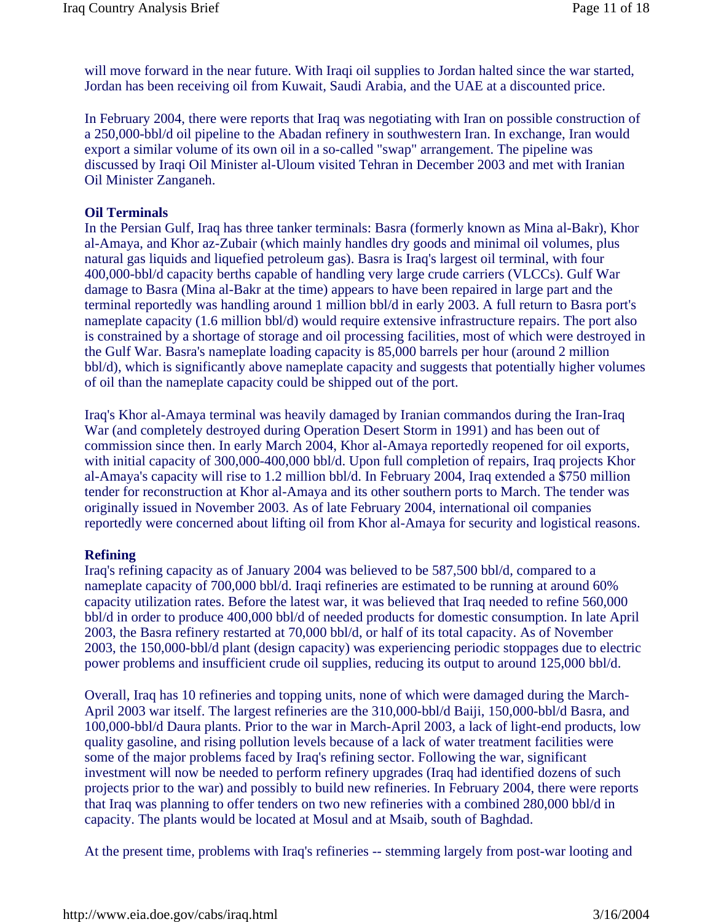will move forward in the near future. With Iraqi oil supplies to Jordan halted since the war started, Jordan has been receiving oil from Kuwait, Saudi Arabia, and the UAE at a discounted price.

In February 2004, there were reports that Iraq was negotiating with Iran on possible construction of a 250,000-bbl/d oil pipeline to the Abadan refinery in southwestern Iran. In exchange, Iran would export a similar volume of its own oil in a so-called "swap" arrangement. The pipeline was discussed by Iraqi Oil Minister al-Uloum visited Tehran in December 2003 and met with Iranian Oil Minister Zanganeh.

**Oil Terminals**

In the Persian Gulf, Iraq has three tanker terminals: Basra (formerly known as Mina al-Bakr), Khor al-Amaya, and Khor az-Zubair (which mainly handles dry goods and minimal oil volumes, plus natural gas liquids and liquefied petroleum gas). Basra is Iraq's largest oil terminal, with four 400,000-bbl/d capacity berths capable of handling very large crude carriers (VLCCs). Gulf War damage to Basra (Mina al-Bakr at the time) appears to have been repaired in large part and the terminal reportedly was handling around 1 million bbl/d in early 2003. A full return to Basra port's nameplate capacity (1.6 million bbl/d) would require extensive infrastructure repairs. The port also is constrained by a shortage of storage and oil processing facilities, most of which were destroyed in the Gulf War. Basra's nameplate loading capacity is 85,000 barrels per hour (around 2 million bbl/d), which is significantly above nameplate capacity and suggests that potentially higher volumes of oil than the nameplate capacity could be shipped out of the port.

Iraq's Khor al-Amaya terminal was heavily damaged by Iranian commandos during the Iran-Iraq War (and completely destroyed during Operation Desert Storm in 1991) and has been out of commission since then. In early March 2004, Khor al-Amaya reportedly reopened for oil exports, with initial capacity of 300,000-400,000 bbl/d. Upon full completion of repairs, Iraq projects Khor al-Amaya's capacity will rise to 1.2 million bbl/d. In February 2004, Iraq extended a $750 million tender for reconstruction at Khor al-Amaya and its other southern ports to March. The tender was originally issued in November 2003. As of late February 2004, international oil companies reportedly were concerned about lifting oil from Khor al-Amaya for security and logistical reasons.

**Refining**

Iraq's refining capacity as of January 2004 was believed to be 587,500 bbl/d, compared to a nameplate capacity of 700,000 bbl/d. Iraqi refineries are estimated to be running at around 60% capacity utilization rates. Before the latest war, it was believed that Iraq needed to refine 560,000 bbl/d in order to produce 400,000 bbl/d of needed products for domestic consumption. In late April 2003, the Basra refinery restarted at 70,000 bbl/d, or half of its total capacity. As of November 2003, the 150,000-bbl/d plant (design capacity) was experiencing periodic stoppages due to electric power problems and insufficient crude oil supplies, reducing its output to around 125,000 bbl/d.

Overall, Iraq has 10 refineries and topping units, none of which were damaged during the March-April 2003 war itself. The largest refineries are the 310,000-bbl/d Baiji, 150,000-bbl/d Basra, and 100,000-bbl/d Daura plants. Prior to the war in March-April 2003, a lack of light-end products, low quality gasoline, and rising pollution levels because of a lack of water treatment facilities were some of the major problems faced by Iraq's refining sector. Following the war, significant investment will now be needed to perform refinery upgrades (Iraq had identified dozens of such projects prior to the war) and possibly to build new refineries. In February 2004, there were reports that Iraq was planning to offer tenders on two new refineries with a combined 280,000 bbl/d in capacity. The plants would be located at Mosul and at Msaib, south of Baghdad.

At the present time, problems with Iraq's refineries -- stemming largely from post-war looting and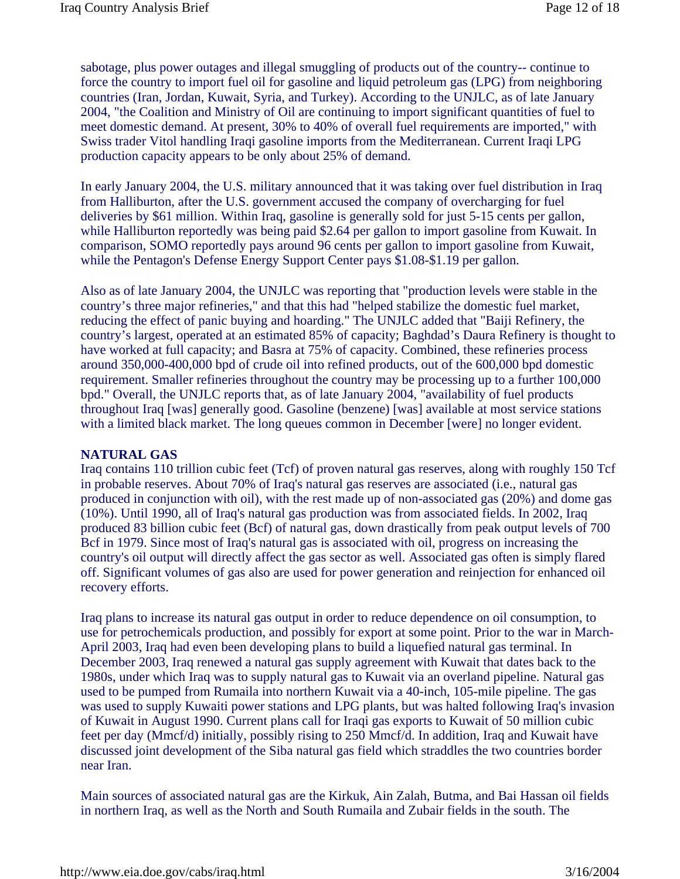sabotage, plus power outages and illegal smuggling of products out of the country-- continue to force the country to import fuel oil for gasoline and liquid petroleum gas (LPG) from neighboring countries (Iran, Jordan, Kuwait, Syria, and Turkey). According to the UNJLC, as of late January 2004, "the Coalition and Ministry of Oil are continuing to import significant quantities of fuel to meet domestic demand. At present, 30% to 40% of overall fuel requirements are imported," with Swiss trader Vitol handling Iraqi gasoline imports from the Mediterranean. Current Iraqi LPG production capacity appears to be only about 25% of demand.

In early January 2004, the U.S. military announced that it was taking over fuel distribution in Iraq from Halliburton, after the U.S. government accused the company of overcharging for fuel deliveries by $61 million. Within Iraq, gasoline is generally sold for just 5-15 cents per gallon, while Halliburton reportedly was being paid $2.64 per gallon to import gasoline from Kuwait. In comparison, SOMO reportedly pays around 96 cents per gallon to import gasoline from Kuwait, while the Pentagon's Defense Energy Support Center pays $1.08-$1.19 per gallon.

Also as of late January 2004, the UNJLC was reporting that "production levels were stable in the country's three major refineries," and that this had "helped stabilize the domestic fuel market, reducing the effect of panic buying and hoarding." The UNJLC added that "Baiji Refinery, the country's largest, operated at an estimated 85% of capacity; Baghdad's Daura Refinery is thought to have worked at full capacity; and Basra at 75% of capacity. Combined, these refineries process around 350,000-400,000 bpd of crude oil into refined products, out of the 600,000 bpd domestic requirement. Smaller refineries throughout the country may be processing up to a further 100,000 bpd." Overall, the UNJLC reports that, as of late January 2004, "availability of fuel products throughout Iraq [was] generally good. Gasoline (benzene) [was] available at most service stations with a limited black market. The long queues common in December [were] no longer evident.

**NATURAL GAS**

Iraq contains 110 trillion cubic feet (Tcf) of proven natural gas reserves, along with roughly 150 Tcf in probable reserves. About 70% of Iraq's natural gas reserves are associated (i.e., natural gas produced in conjunction with oil), with the rest made up of non-associated gas (20%) and dome gas (10%). Until 1990, all of Iraq's natural gas production was from associated fields. In 2002, Iraq produced 83 billion cubic feet (Bcf) of natural gas, down drastically from peak output levels of 700 Bcf in 1979. Since most of Iraq's natural gas is associated with oil, progress on increasing the country's oil output will directly affect the gas sector as well. Associated gas often is simply flared off. Significant volumes of gas also are used for power generation and reinjection for enhanced oil recovery efforts.

Iraq plans to increase its natural gas output in order to reduce dependence on oil consumption, to use for petrochemicals production, and possibly for export at some point. Prior to the war in March-April 2003, Iraq had even been developing plans to build a liquefied natural gas terminal. In December 2003, Iraq renewed a natural gas supply agreement with Kuwait that dates back to the 1980s, under which Iraq was to supply natural gas to Kuwait via an overland pipeline. Natural gas used to be pumped from Rumaila into northern Kuwait via a 40-inch, 105-mile pipeline. The gas was used to supply Kuwaiti power stations and LPG plants, but was halted following Iraq's invasion of Kuwait in August 1990. Current plans call for Iraqi gas exports to Kuwait of 50 million cubic feet per day (Mmcf/d) initially, possibly rising to 250 Mmcf/d. In addition, Iraq and Kuwait have discussed joint development of the Siba natural gas field which straddles the two countries border near Iran.

Main sources of associated natural gas are the Kirkuk, Ain Zalah, Butma, and Bai Hassan oil fields in northern Iraq, as well as the North and South Rumaila and Zubair fields in the south. The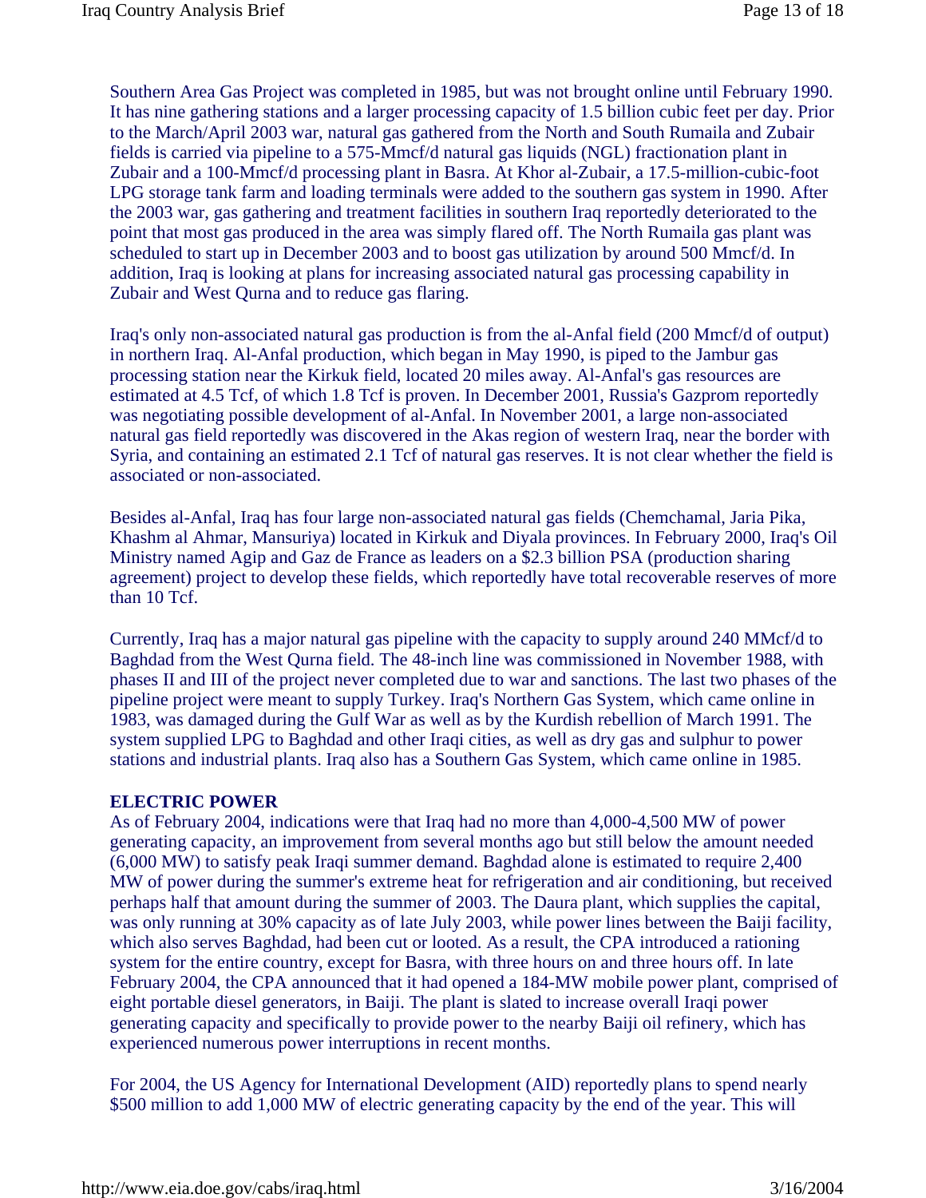Southern Area Gas Project was completed in 1985, but was not brought online until February 1990. It has nine gathering stations and a larger processing capacity of 1.5 billion cubic feet per day. Prior to the March/April 2003 war, natural gas gathered from the North and South Rumaila and Zubair fields is carried via pipeline to a 575-Mmcf/d natural gas liquids (NGL) fractionation plant in Zubair and a 100-Mmcf/d processing plant in Basra. At Khor al-Zubair, a 17.5-million-cubic-foot LPG storage tank farm and loading terminals were added to the southern gas system in 1990. After the 2003 war, gas gathering and treatment facilities in southern Iraq reportedly deteriorated to the point that most gas produced in the area was simply flared off. The North Rumaila gas plant was scheduled to start up in December 2003 and to boost gas utilization by around 500 Mmcf/d. In addition, Iraq is looking at plans for increasing associated natural gas processing capability in Zubair and West Qurna and to reduce gas flaring.

Iraq's only non-associated natural gas production is from the al-Anfal field (200 Mmcf/d of output) in northern Iraq. Al-Anfal production, which began in May 1990, is piped to the Jambur gas processing station near the Kirkuk field, located 20 miles away. Al-Anfal's gas resources are estimated at 4.5 Tcf, of which 1.8 Tcf is proven. In December 2001, Russia's Gazprom reportedly was negotiating possible development of al-Anfal. In November 2001, a large non-associated natural gas field reportedly was discovered in the Akas region of western Iraq, near the border with Syria, and containing an estimated 2.1 Tcf of natural gas reserves. It is not clear whether the field is associated or non-associated.

Besides al-Anfal, Iraq has four large non-associated natural gas fields (Chemchamal, Jaria Pika, Khashm al Ahmar, Mansuriya) located in Kirkuk and Diyala provinces. In February 2000, Iraq's Oil Ministry named Agip and Gaz de France as leaders on a $2.3 billion PSA (production sharing agreement) project to develop these fields, which reportedly have total recoverable reserves of more than 10 Tcf.

Currently, Iraq has a major natural gas pipeline with the capacity to supply around 240 MMcf/d to Baghdad from the West Qurna field. The 48-inch line was commissioned in November 1988, with phases II and III of the project never completed due to war and sanctions. The last two phases of the pipeline project were meant to supply Turkey. Iraq's Northern Gas System, which came online in 1983, was damaged during the Gulf War as well as by the Kurdish rebellion of March 1991. The system supplied LPG to Baghdad and other Iraqi cities, as well as dry gas and sulphur to power stations and industrial plants. Iraq also has a Southern Gas System, which came online in 1985.

## ELECTRIC POWER

As of February 2004, indications were that Iraq had no more than 4,000-4,500 MW of power generating capacity, an improvement from several months ago but still below the amount needed (6,000 MW) to satisfy peak Iraqi summer demand. Baghdad alone is estimated to require 2,400 MW of power during the summer's extreme heat for refrigeration and air conditioning, but received perhaps half that amount during the summer of 2003. The Daura plant, which supplies the capital, was only running at 30% capacity as of late July 2003, while power lines between the Baiji facility, which also serves Baghdad, had been cut or looted. As a result, the CPA introduced a rationing system for the entire country, except for Basra, with three hours on and three hours off. In late February 2004, the CPA announced that it had opened a 184-MW mobile power plant, comprised of eight portable diesel generators, in Baiji. The plant is slated to increase overall Iraqi power generating capacity and specifically to provide power to the nearby Baiji oil refinery, which has experienced numerous power interruptions in recent months.

For 2004, the US Agency for International Development (AID) reportedly plans to spend nearly $500 million to add 1,000 MW of electric generating capacity by the end of the year. This will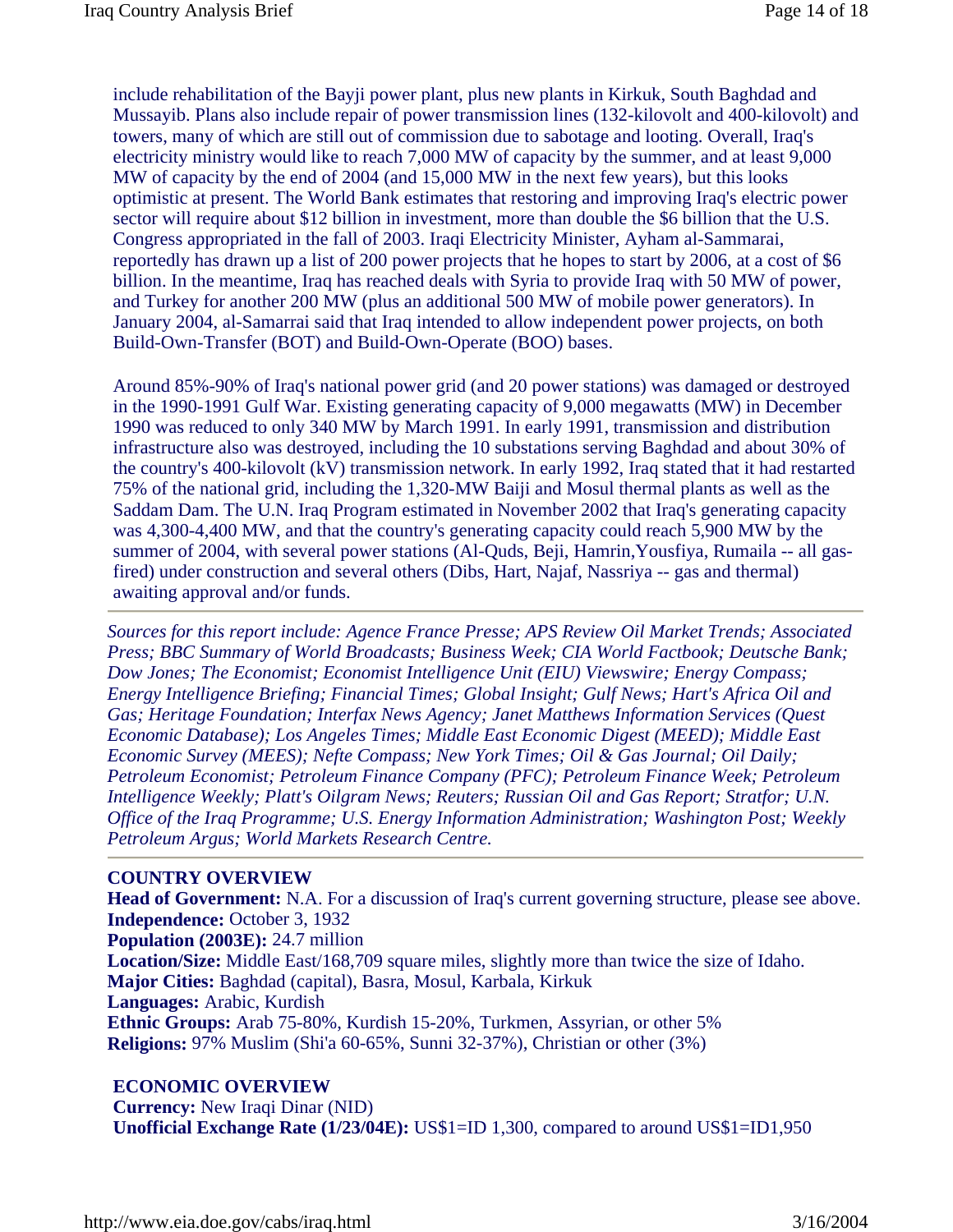include rehabilitation of the Bayji power plant, plus new plants in Kirkuk, South Baghdad and Mussayib. Plans also include repair of power transmission lines (132-kilovolt and 400-kilovolt) and towers, many of which are still out of commission due to sabotage and looting. Overall, Iraq's electricity ministry would like to reach 7,000 MW of capacity by the summer, and at least 9,000 MW of capacity by the end of 2004 (and 15,000 MW in the next few years), but this looks optimistic at present. The World Bank estimates that restoring and improving Iraq's electric power sector will require about $12 billion in investment, more than double the $6 billion that the U.S. Congress appropriated in the fall of 2003. Iraqi Electricity Minister, Ayham al-Sammarai, reportedly has drawn up a list of 200 power projects that he hopes to start by 2006, at a cost of $6 billion. In the meantime, Iraq has reached deals with Syria to provide Iraq with 50 MW of power, and Turkey for another 200 MW (plus an additional 500 MW of mobile power generators). In January 2004, al-Samarrai said that Iraq intended to allow independent power projects, on both Build-Own-Transfer (BOT) and Build-Own-Operate (BOO) bases.

Around 85%-90% of Iraq's national power grid (and 20 power stations) was damaged or destroyed in the 1990-1991 Gulf War. Existing generating capacity of 9,000 megawatts (MW) in December 1990 was reduced to only 340 MW by March 1991. In early 1991, transmission and distribution infrastructure also was destroyed, including the 10 substations serving Baghdad and about 30% of the country's 400-kilovolt (kV) transmission network. In early 1992, Iraq stated that it had restarted 75% of the national grid, including the 1,320-MW Baiji and Mosul thermal plants as well as the Saddam Dam. The U.N. Iraq Program estimated in November 2002 that Iraq's generating capacity was 4,300-4,400 MW, and that the country's generating capacity could reach 5,900 MW by the summer of 2004, with several power stations (Al-Quds, Beji, Hamrin,Yousfiya, Rumaila -- all gas-fired) under construction and several others (Dibs, Hart, Najaf, Nassriya -- gas and thermal) awaiting approval and/or funds.

---

*Sources for this report include: Agence France Presse; APS Review Oil Market Trends; Associated Press; BBC Summary of World Broadcasts; Business Week; CIA World Factbook; Deutsche Bank; Dow Jones; The Economist; Economist Intelligence Unit (EIU) Viewswire; Energy Compass; Energy Intelligence Briefing; Financial Times; Global Insight; Gulf News; Hart's Africa Oil and Gas; Heritage Foundation; Interfax News Agency; Janet Matthews Information Services (Quest Economic Database); Los Angeles Times; Middle East Economic Digest (MEED); Middle East Economic Survey (MEES); Nefte Compass; New York Times; Oil & Gas Journal; Oil Daily; Petroleum Economist; Petroleum Finance Company (PFC); Petroleum Finance Week; Petroleum Intelligence Weekly; Platt's Oilgram News; Reuters; Russian Oil and Gas Report; Stratfor; U.N. Office of the Iraq Programme; U.S. Energy Information Administration; Washington Post; Weekly Petroleum Argus; World Markets Research Centre.*

---

**COUNTRY OVERVIEW**

**Head of Government:** N.A. For a discussion of Iraq's current governing structure, please see above.
**Independence:** October 3, 1932
**Population (2003E):** 24.7 million
**Location/Size:** Middle East/168,709 square miles, slightly more than twice the size of Idaho.
**Major Cities:** Baghdad (capital), Basra, Mosul, Karbala, Kirkuk
**Languages:** Arabic, Kurdish
**Ethnic Groups:** Arab 75-80%, Kurdish 15-20%, Turkmen, Assyrian, or other 5%
**Religions:** 97% Muslim (Shi'a 60-65%, Sunni 32-37%), Christian or other (3%)

**ECONOMIC OVERVIEW**

**Currency:** New Iraqi Dinar (NID)
**Unofficial Exchange Rate (1/23/04E):** US$1=ID 1,300, compared to around US$1=ID1,950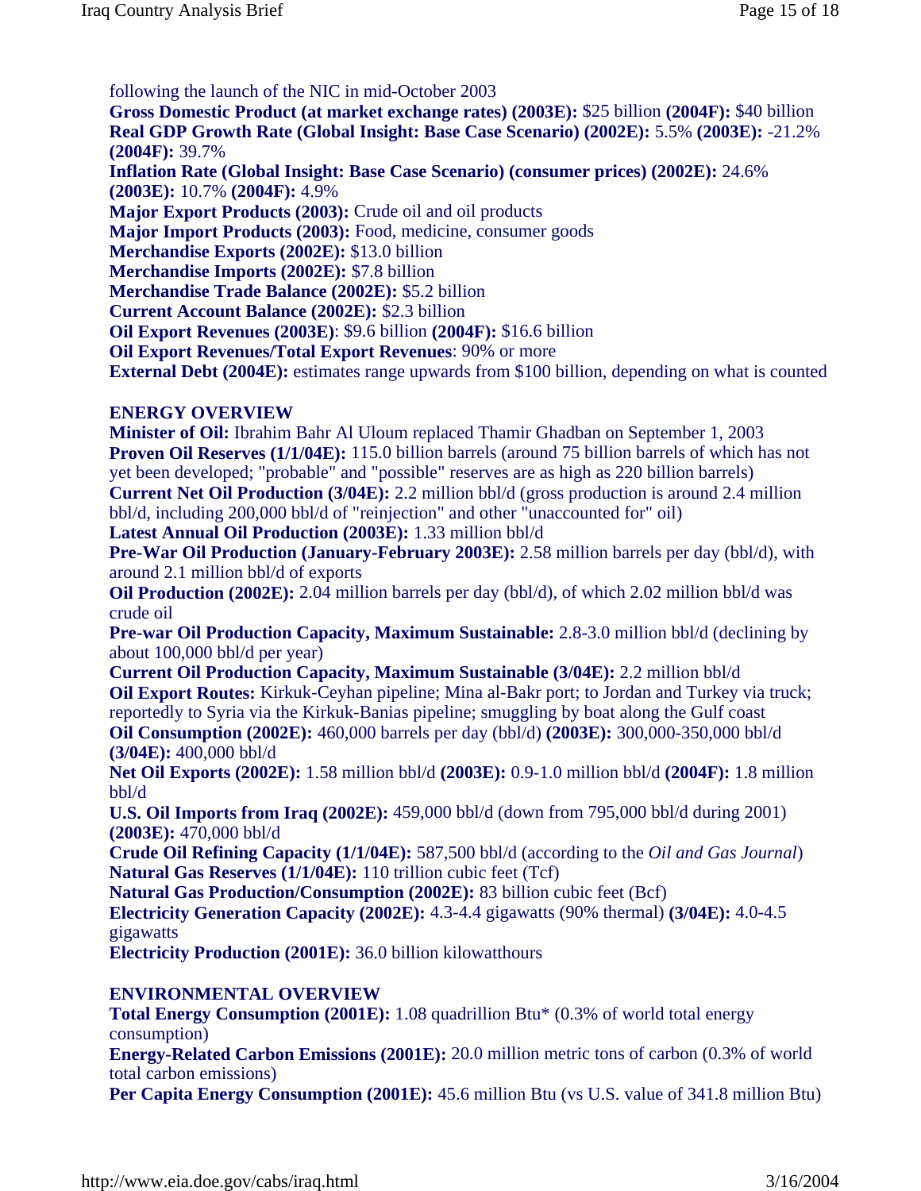following the launch of the NIC in mid-October 2003
**Gross Domestic Product (at market exchange rates) (2003E):** $25 billion **(2004F):** $40 billion
**Real GDP Growth Rate (Global Insight: Base Case Scenario) (2002E):** 5.5% **(2003E):** -21.2% **(2004F):** 39.7%
**Inflation Rate (Global Insight: Base Case Scenario) (consumer prices) (2002E):** 24.6% **(2003E):** 10.7% **(2004F):** 4.9%
**Major Export Products (2003):** Crude oil and oil products
**Major Import Products (2003):** Food, medicine, consumer goods
**Merchandise Exports (2002E):** $13.0 billion
**Merchandise Imports (2002E):** $7.8 billion
**Merchandise Trade Balance (2002E):** $5.2 billion
**Current Account Balance (2002E):** $2.3 billion
**Oil Export Revenues (2003E)**: $9.6 billion **(2004F):** $16.6 billion
**Oil Export Revenues/Total Export Revenues**: 90% or more
**External Debt (2004E):** estimates range upwards from $100 billion, depending on what is counted

## ENERGY OVERVIEW

**Minister of Oil:** Ibrahim Bahr Al Uloum replaced Thamir Ghadban on September 1, 2003
**Proven Oil Reserves (1/1/04E):** 115.0 billion barrels (around 75 billion barrels of which has not yet been developed; "probable" and "possible" reserves are as high as 220 billion barrels)
**Current Net Oil Production (3/04E):** 2.2 million bbl/d (gross production is around 2.4 million bbl/d, including 200,000 bbl/d of "reinjection" and other "unaccounted for" oil)
**Latest Annual Oil Production (2003E):** 1.33 million bbl/d
**Pre-War Oil Production (January-February 2003E):** 2.58 million barrels per day (bbl/d), with around 2.1 million bbl/d of exports
**Oil Production (2002E):** 2.04 million barrels per day (bbl/d), of which 2.02 million bbl/d was crude oil
**Pre-war Oil Production Capacity, Maximum Sustainable:** 2.8-3.0 million bbl/d (declining by about 100,000 bbl/d per year)
**Current Oil Production Capacity, Maximum Sustainable (3/04E):** 2.2 million bbl/d
**Oil Export Routes:** Kirkuk-Ceyhan pipeline; Mina al-Bakr port; to Jordan and Turkey via truck; reportedly to Syria via the Kirkuk-Banias pipeline; smuggling by boat along the Gulf coast
**Oil Consumption (2002E):** 460,000 barrels per day (bbl/d) **(2003E):** 300,000-350,000 bbl/d **(3/04E):** 400,000 bbl/d
**Net Oil Exports (2002E):** 1.58 million bbl/d **(2003E):** 0.9-1.0 million bbl/d **(2004F):** 1.8 million bbl/d
**U.S. Oil Imports from Iraq (2002E):** 459,000 bbl/d (down from 795,000 bbl/d during 2001) **(2003E):** 470,000 bbl/d
**Crude Oil Refining Capacity (1/1/04E):** 587,500 bbl/d (according to the *Oil and Gas Journal*)
**Natural Gas Reserves (1/1/04E):** 110 trillion cubic feet (Tcf)
**Natural Gas Production/Consumption (2002E):** 83 billion cubic feet (Bcf)
**Electricity Generation Capacity (2002E):** 4.3-4.4 gigawatts (90% thermal) **(3/04E):** 4.0-4.5 gigawatts
**Electricity Production (2001E):** 36.0 billion kilowatthours

## ENVIRONMENTAL OVERVIEW

**Total Energy Consumption (2001E):** 1.08 quadrillion Btu* (0.3% of world total energy consumption)
**Energy-Related Carbon Emissions (2001E):** 20.0 million metric tons of carbon (0.3% of world total carbon emissions)
**Per Capita Energy Consumption (2001E):** 45.6 million Btu (vs U.S. value of 341.8 million Btu)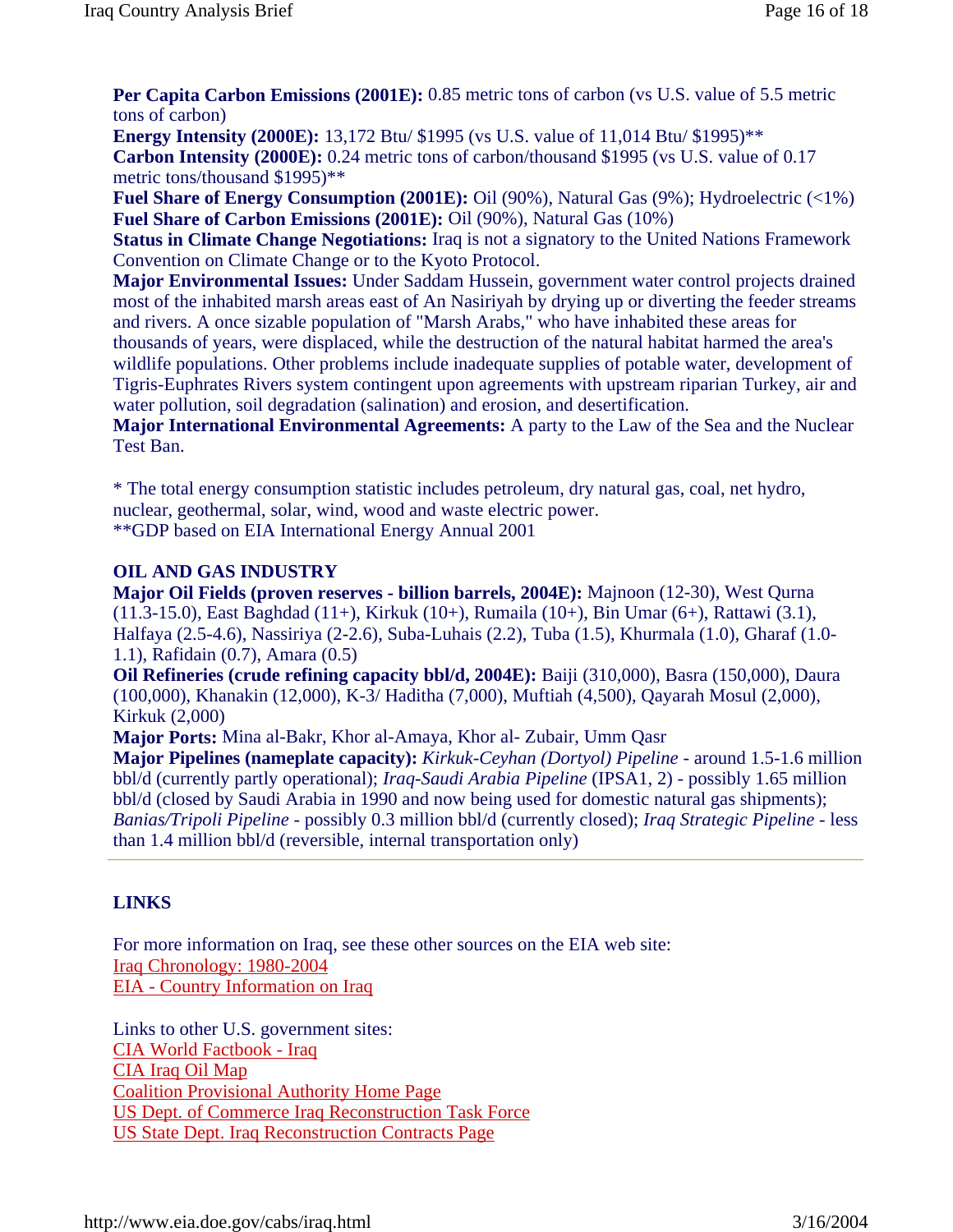**Per Capita Carbon Emissions (2001E):** 0.85 metric tons of carbon (vs U.S. value of 5.5 metric tons of carbon)
**Energy Intensity (2000E):** 13,172 Btu/ $1995 (vs U.S. value of 11,014 Btu/ $1995)**
**Carbon Intensity (2000E):** 0.24 metric tons of carbon/thousand $1995 (vs U.S. value of 0.17 metric tons/thousand $1995)**
**Fuel Share of Energy Consumption (2001E):** Oil (90%), Natural Gas (9%); Hydroelectric (<1%)
**Fuel Share of Carbon Emissions (2001E):** Oil (90%), Natural Gas (10%)
**Status in Climate Change Negotiations:** Iraq is not a signatory to the United Nations Framework Convention on Climate Change or to the Kyoto Protocol.
**Major Environmental Issues:** Under Saddam Hussein, government water control projects drained most of the inhabited marsh areas east of An Nasiriyah by drying up or diverting the feeder streams and rivers. A once sizable population of "Marsh Arabs," who have inhabited these areas for thousands of years, were displaced, while the destruction of the natural habitat harmed the area's wildlife populations. Other problems include inadequate supplies of potable water, development of Tigris-Euphrates Rivers system contingent upon agreements with upstream riparian Turkey, air and water pollution, soil degradation (salination) and erosion, and desertification.
**Major International Environmental Agreements:** A party to the Law of the Sea and the Nuclear Test Ban.

* The total energy consumption statistic includes petroleum, dry natural gas, coal, net hydro, nuclear, geothermal, solar, wind, wood and waste electric power.
**GDP based on EIA International Energy Annual 2001

## OIL AND GAS INDUSTRY

**Major Oil Fields (proven reserves - billion barrels, 2004E):** Majnoon (12-30), West Qurna (11.3-15.0), East Baghdad (11+), Kirkuk (10+), Rumaila (10+), Bin Umar (6+), Rattawi (3.1), Halfaya (2.5-4.6), Nassiriya (2-2.6), Suba-Luhais (2.2), Tuba (1.5), Khurmala (1.0), Gharaf (1.0-1.1), Rafidain (0.7), Amara (0.5)
**Oil Refineries (crude refining capacity bbl/d, 2004E):** Baiji (310,000), Basra (150,000), Daura (100,000), Khanakin (12,000), K-3/ Haditha (7,000), Muftiah (4,500), Qayarah Mosul (2,000), Kirkuk (2,000)
**Major Ports:** Mina al-Bakr, Khor al-Amaya, Khor al- Zubair, Umm Qasr
**Major Pipelines (nameplate capacity):** *Kirkuk-Ceyhan (Dortyol) Pipeline* - around 1.5-1.6 million bbl/d (currently partly operational); *Iraq-Saudi Arabia Pipeline* (IPSA1, 2) - possibly 1.65 million bbl/d (closed by Saudi Arabia in 1990 and now being used for domestic natural gas shipments); *Banias/Tripoli Pipeline* - possibly 0.3 million bbl/d (currently closed); *Iraq Strategic Pipeline* - less than 1.4 million bbl/d (reversible, internal transportation only)

---

## LINKS

For more information on Iraq, see these other sources on the EIA web site:
Iraq Chronology: 1980-2004
EIA - Country Information on Iraq

Links to other U.S. government sites:
CIA World Factbook - Iraq
CIA Iraq Oil Map
Coalition Provisional Authority Home Page
US Dept. of Commerce Iraq Reconstruction Task Force
US State Dept. Iraq Reconstruction Contracts Page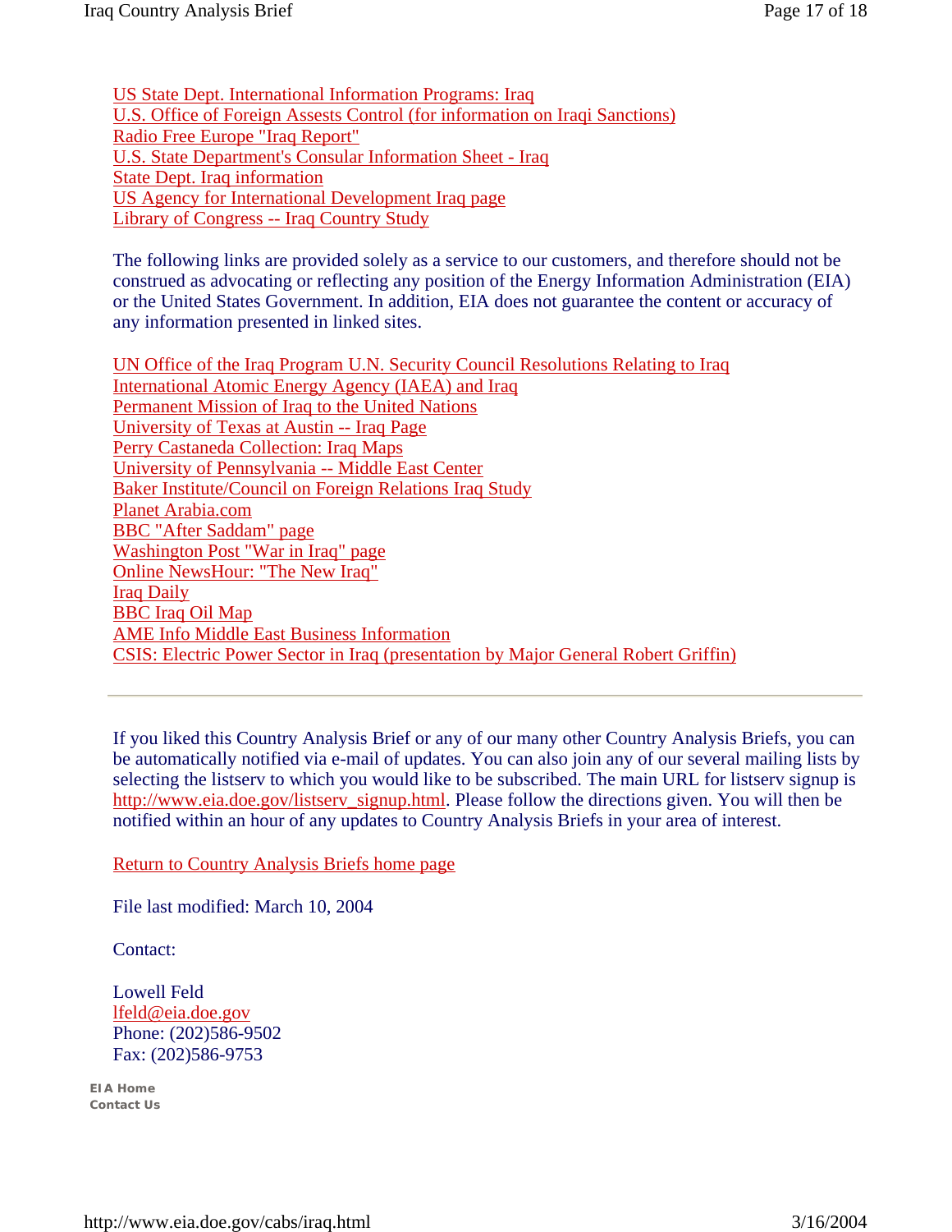US State Dept. International Information Programs: Iraq
U.S. Office of Foreign Assests Control (for information on Iraqi Sanctions)
Radio Free Europe "Iraq Report"
U.S. State Department's Consular Information Sheet - Iraq
State Dept. Iraq information
US Agency for International Development Iraq page
Library of Congress -- Iraq Country Study

The following links are provided solely as a service to our customers, and therefore should not be construed as advocating or reflecting any position of the Energy Information Administration (EIA) or the United States Government. In addition, EIA does not guarantee the content or accuracy of any information presented in linked sites.

UN Office of the Iraq Program U.N. Security Council Resolutions Relating to Iraq
International Atomic Energy Agency (IAEA) and Iraq
Permanent Mission of Iraq to the United Nations
University of Texas at Austin -- Iraq Page
Perry Castaneda Collection: Iraq Maps
University of Pennsylvania -- Middle East Center
Baker Institute/Council on Foreign Relations Iraq Study
Planet Arabia.com
BBC "After Saddam" page
Washington Post "War in Iraq" page
Online NewsHour: "The New Iraq"
Iraq Daily
BBC Iraq Oil Map
AME Info Middle East Business Information
CSIS: Electric Power Sector in Iraq (presentation by Major General Robert Griffin)

---

If you liked this Country Analysis Brief or any of our many other Country Analysis Briefs, you can be automatically notified via e-mail of updates. You can also join any of our several mailing lists by selecting the listserv to which you would like to be subscribed. The main URL for listserv signup is http://www.eia.doe.gov/listserv_signup.html. Please follow the directions given. You will then be notified within an hour of any updates to Country Analysis Briefs in your area of interest.

Return to Country Analysis Briefs home page

File last modified: March 10, 2004

Contact:

Lowell Feld
lfeld@eia.doe.gov
Phone: (202)586-9502
Fax: (202)586-9753

**EIA Home**
**Contact Us**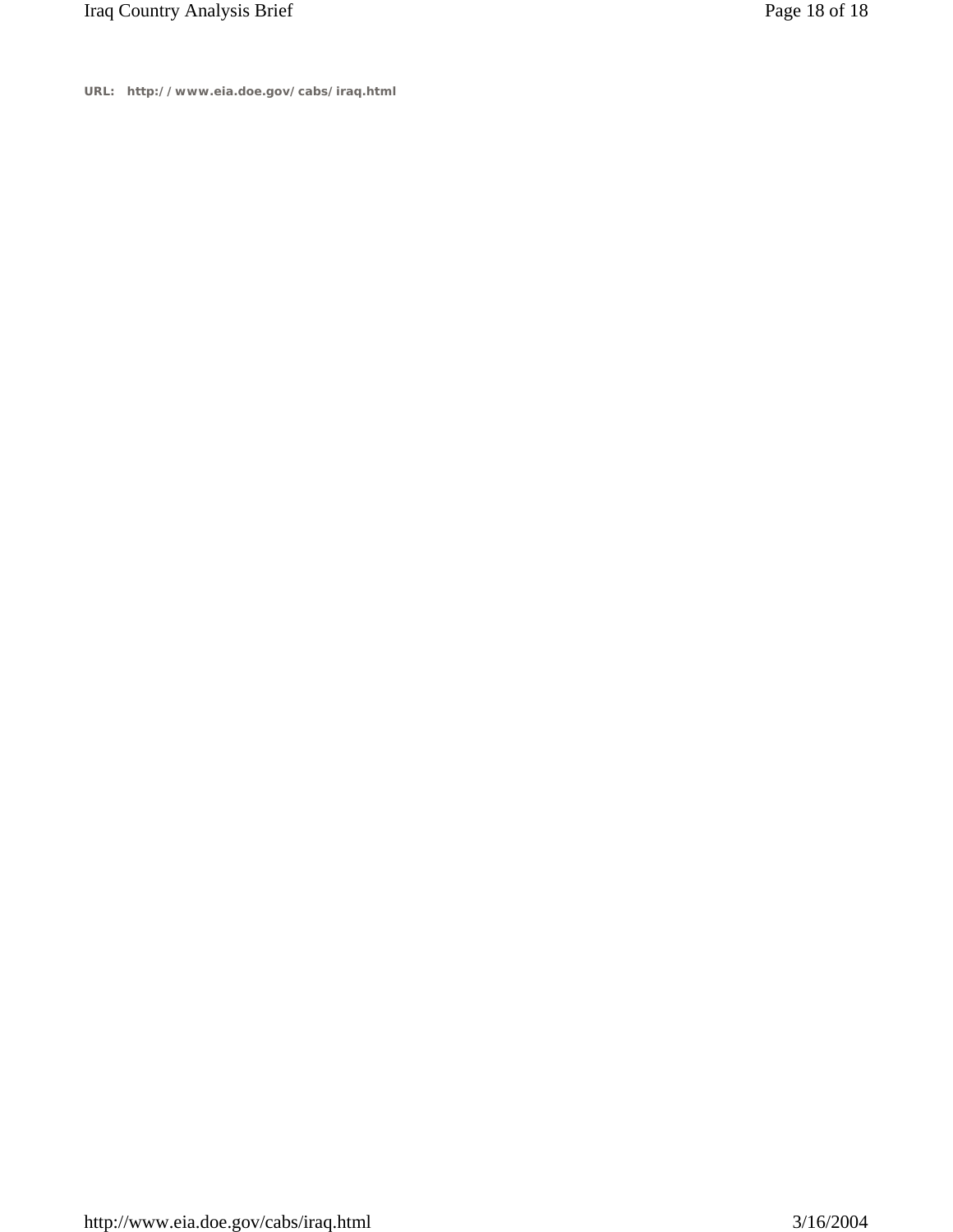**URL: http://www.eia.doe.gov/cabs/iraq.html**